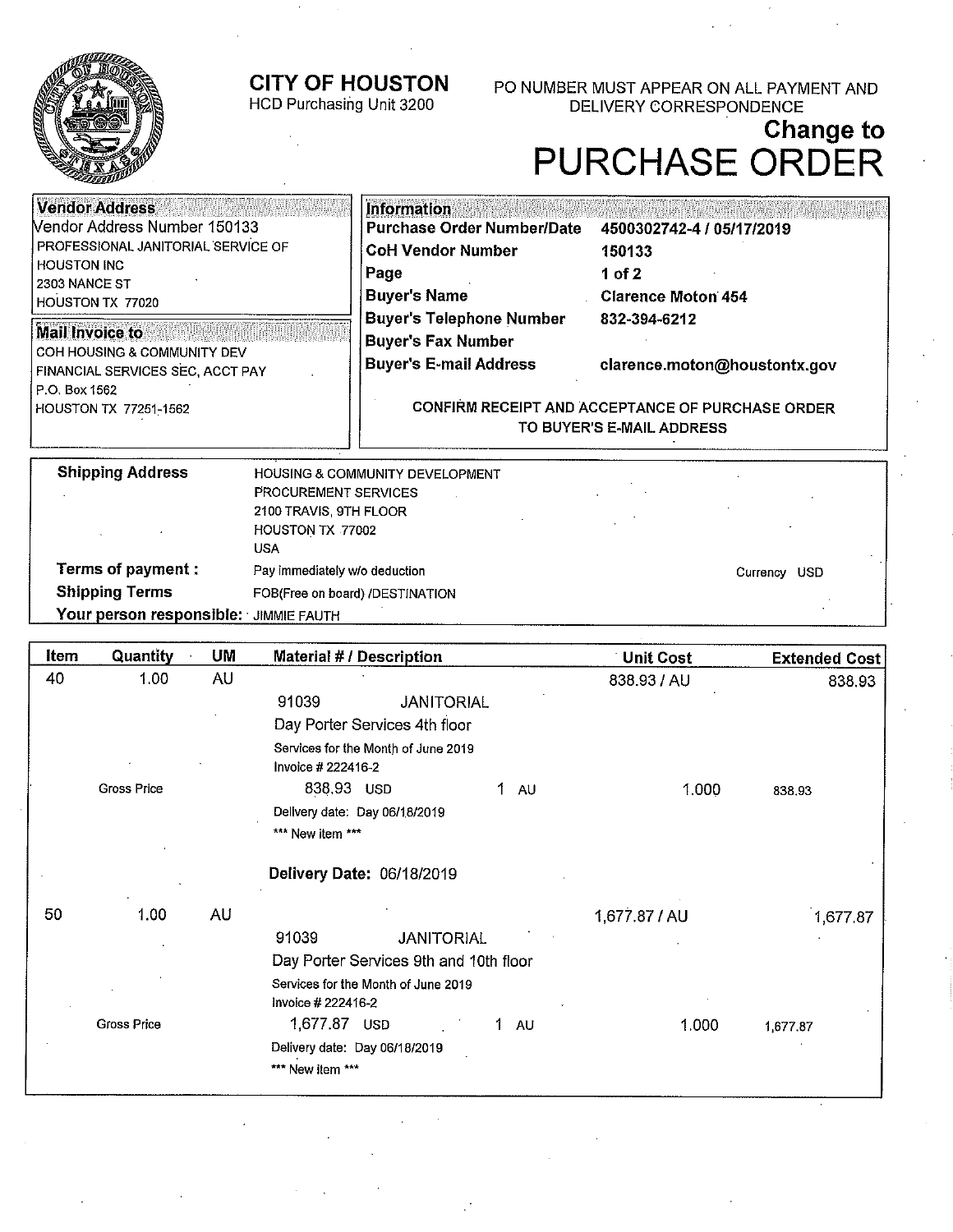# CITY OF HOUSTON

HCD Purchasing Unit 3200

PO NUMBER MUST APPEAR ON ALL PAYMENT AND DELIVERY CORRESPONDENCE

## Change to PURCHASE ORDER

**Vendor Address**

Vendor Address Number 150133
PROFESSIONAL JANITORIAL SERVICE OF HOUSTON INC
2303 NANCE ST
HOUSTON TX 77020

**Mail Invoice to**

COH HOUSING & COMMUNITY DEV
FINANCIAL SERVICES SEC, ACCT PAY
P.O. Box 1562
HOUSTON TX 77251-1562

**Information**

| | |
|---|---|
| **Purchase Order Number/Date** | **4500302742-4 / 05/17/2019** |
| **CoH Vendor Number** | **150133** |
| **Page** | **1 of 2** |
| **Buyer's Name** | **Clarence Moton 454** |
| **Buyer's Telephone Number** | **832-394-6212** |
| **Buyer's Fax Number** | |
| **Buyer's E-mail Address** | **clarence.moton@houstontx.gov** |

**CONFIRM RECEIPT AND ACCEPTANCE OF PURCHASE ORDER TO BUYER'S E-MAIL ADDRESS**

| | |
|---|---|
| **Shipping Address** | HOUSING & COMMUNITY DEVELOPMENT<br>PROCUREMENT SERVICES<br>2100 TRAVIS, 9TH FLOOR<br>HOUSTON TX 77002<br>USA |
| **Terms of payment :** | Pay immediately w/o deduction — Currency USD |
| **Shipping Terms** | FOB(Free on board) /DESTINATION |
| **Your person responsible:** | JIMMIE FAUTH |

| Item | Quantity | UM | Material # / Description | Unit Cost | Extended Cost |
|---|---|---|---|---|---|
| 40 | 1.00 | AU | | 838.93 / AU | 838.93 |
| | | | 91039 JANITORIAL | | |
| | | | Day Porter Services 4th floor | | |
| | | | Services for the Month of June 2019<br>Invoice # 222416-2 | | |
| | Gross Price | | 838.93 USD 1 AU | 1.000 | 838.93 |
| | | | Delivery date: Day 06/18/2019 | | |
| | | | *** New item *** | | |
| | | | **Delivery Date:** 06/18/2019 | | |
| 50 | 1.00 | AU | | 1,677.87 / AU | 1,677.87 |
| | | | 91039 JANITORIAL | | |
| | | | Day Porter Services 9th and 10th floor | | |
| | | | Services for the Month of June 2019<br>Invoice # 222416-2 | | |
| | Gross Price | | 1,677.87 USD 1 AU | 1.000 | 1,677.87 |
| | | | Delivery date: Day 06/18/2019 | | |
| | | | *** New item *** | | |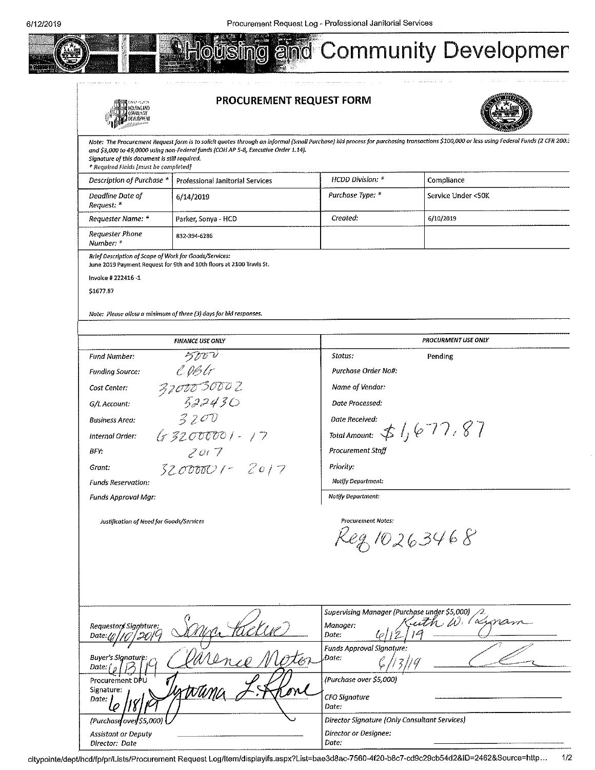# Housing and Community Developmer

## PROCUREMENT REQUEST FORM

*Note: The Procurement Request form is to solicit quotes through an informal (Small Purchase) bid process for purchasing transactions $100,000 or less using Federal Funds (2 CFR 200.3 and $3,000 to 49,0000 using non-Federal funds (COH AP 5-8, Executive Order 1.14). Signature of this document is still required.*
*\* Required Fields [must be completed]*

| | | | |
|---|---|---|---|
| *Description of Purchase \** | Professional Janitorial Services | *HCDD Division: \** | Compliance |
| *Deadline Date of Request: \** | 6/14/2019 | *Purchase Type: \** | Service Under <50K |
| *Requester Name: \** | Parker, Sonya - HCD | *Created:* | 6/10/2019 |
| *Requester Phone Number: \** | 832-394-6286 | | |

*Brief Description of Scope of Work for Goods/Services:*
June 2019 Payment Request for 9th and 10th floors at 2100 Travis St.

Invoice # 222416 -1

$1677.87

*Note: Please allow a minimum of three (3) days for bid responses.*

| *FINANCE USE ONLY* | | *PROCURMENT USE ONLY* | |
|---|---|---|---|
| *Fund Number:* | 5000 | *Status:* | Pending |
| *Funding Source:* | CDBG | *Purchase Order No#:* | |
| *Cost Center:* | 3200030002 | *Name of Vendor:* | |
| *G/L Account:* | 522430 | *Date Processed:* | |
| *Business Area:* | 3200 | *Date Received:* | |
| *Internal Order:* | G32000001-17 | *Total Amount:* | $1,677.87 |
| *BFY:* | 2017 | *Procurement Staff* | |
| *Grant:* | 32000001-2017 | *Priority:* | |
| *Funds Reservation:* | | *Notify Department:* | |
| *Funds Approval Mgr:* | | *Notify Department:* | |

*Justification of Need for Goods/Services*

*Procurement Notes:*
Req 10263468

| | |
|---|---|
| *Requestors Signature:* Sonya Parker *Date:* 6/10/2019 | *Supervising Manager (Purchase under $5,000)* *Manager:* Keith W. Bynum *Date:* 6/12/19 |
| *Buyer's Signature:* Clarence Moton *Date:* 6/13/19 | *Funds Approval Signature:* [signature] *Date:* 6/13/19 |
| Procurement DPU Signature: Tywana L. Rhone *Date:* 6/18/19 | *(Purchase over $5,000)* *CFO Signature* *Date:* |
| *(Purchase over $5,000)* *Assistant or Deputy Director: Date* | *Director Signature (Only Consultant Services)* *Director or Designee:* *Date:* |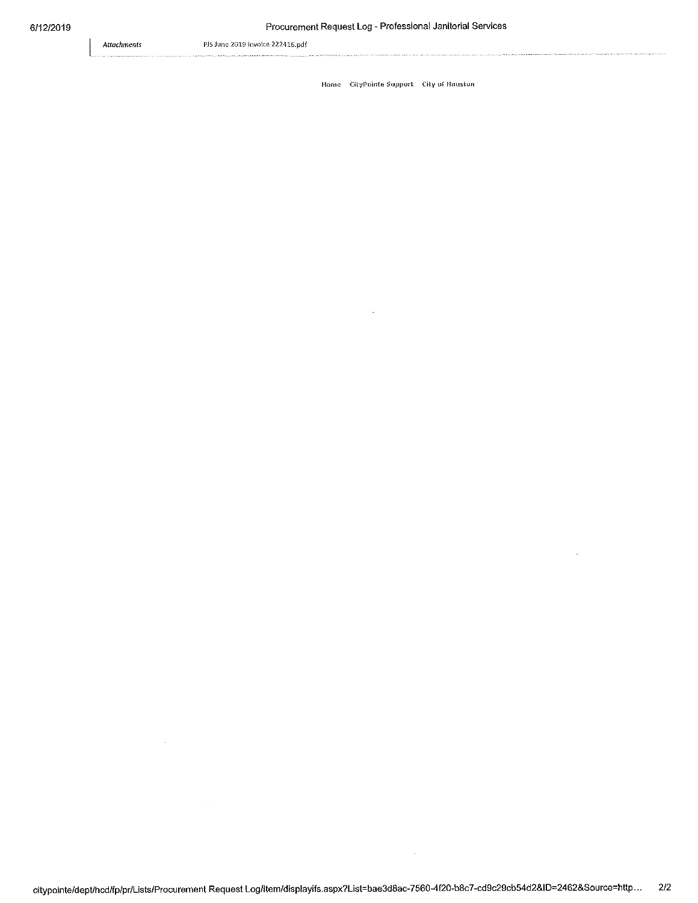| *Attachments* | PJS June 2019 Invoice 222416.pdf |
| --- | --- |

Home CityPointe Support City of Houston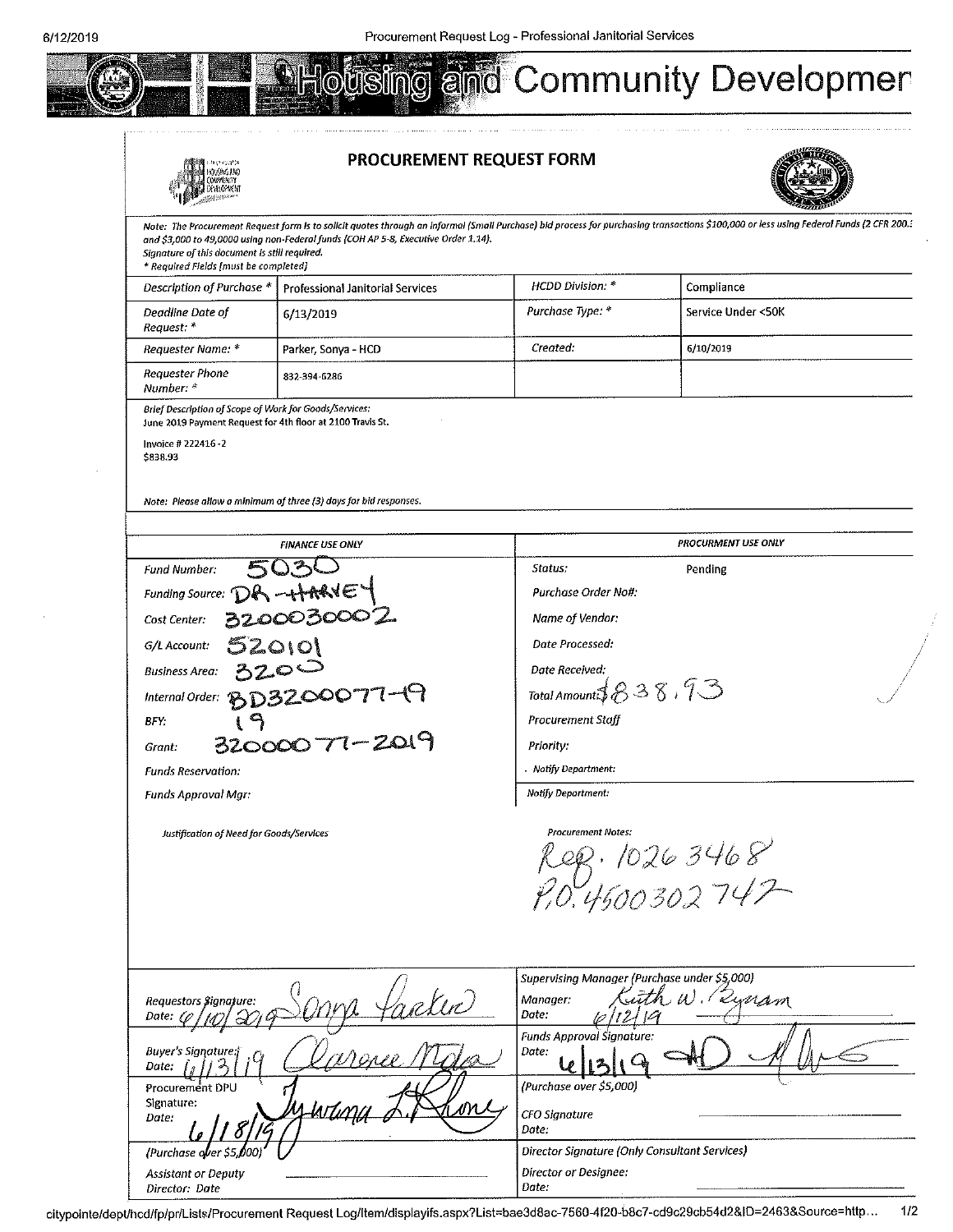# Housing and Community Developmer

## PROCUREMENT REQUEST FORM

*Note: The Procurement Request form is to solicit quotes through an informal (Small Purchase) bid process for purchasing transactions $100,000 or less using Federal Funds (2 CFR 200.3 and $3,000 to 49,0000 using non-Federal funds (COH AP 5-8, Executive Order 1.14). Signature of this document is still required.*
*\* Required Fields (must be completed)*

| Description of Purchase * | Professional Janitorial Services | HCDD Division: * | Compliance |
|---|---|---|---|
| Deadline Date of Request: * | 6/13/2019 | Purchase Type: * | Service Under <50K |
| Requester Name: * | Parker, Sonya - HCD | Created: | 6/10/2019 |
| Requester Phone Number: * | 832-394-6286 | | |

*Brief Description of Scope of Work for Goods/Services:*
June 2019 Payment Request for 4th floor at 2100 Travis St.

Invoice # 222416-2
$838.93

*Note: Please allow a minimum of three (3) days for bid responses.*

| FINANCE USE ONLY | | PROCURMENT USE ONLY | |
|---|---|---|---|
| Fund Number: | 5030 | Status: | Pending |
| Funding Source: | DR-HARVEY | Purchase Order No#: | |
| Cost Center: | 3200030002 | Name of Vendor: | |
| G/L Account: | 520101 | Date Processed: | |
| Business Area: | 3200 | Date Received: | |
| Internal Order: | BD32000077-19 | Total Amount: | $838.93 |
| BFY: | 19 | Procurement Staff | |
| Grant: | 32000077-2019 | Priority: | |
| Funds Reservation: | | Notify Department: | |
| Funds Approval Mgr: | | Notify Department: | |

*Justification of Need for Goods/Services*

*Procurement Notes:*
Req. 10263468
P.O. 4500302742

| | |
|---|---|
| Requestors Signature: Sonya Parker<br>Date: 6/10/2019 | Supervising Manager (Purchase under $5,000)<br>Manager: Keith W. Byram<br>Date: 6/12/19 |
| Buyer's Signature: Clarence Mata<br>Date: 6/13/19 | Funds Approval Signature:<br>Date: 6/13/19 [signature] |
| Procurement DPU Signature: Tywana L. Rhone<br>Date: 6/18/19<br>(Purchase over $5,000) | (Purchase over $5,000)<br>CFO Signature<br>Date: |
| Assistant or Deputy Director: Date | Director Signature (Only Consultant Services)<br>Director or Designee:<br>Date: |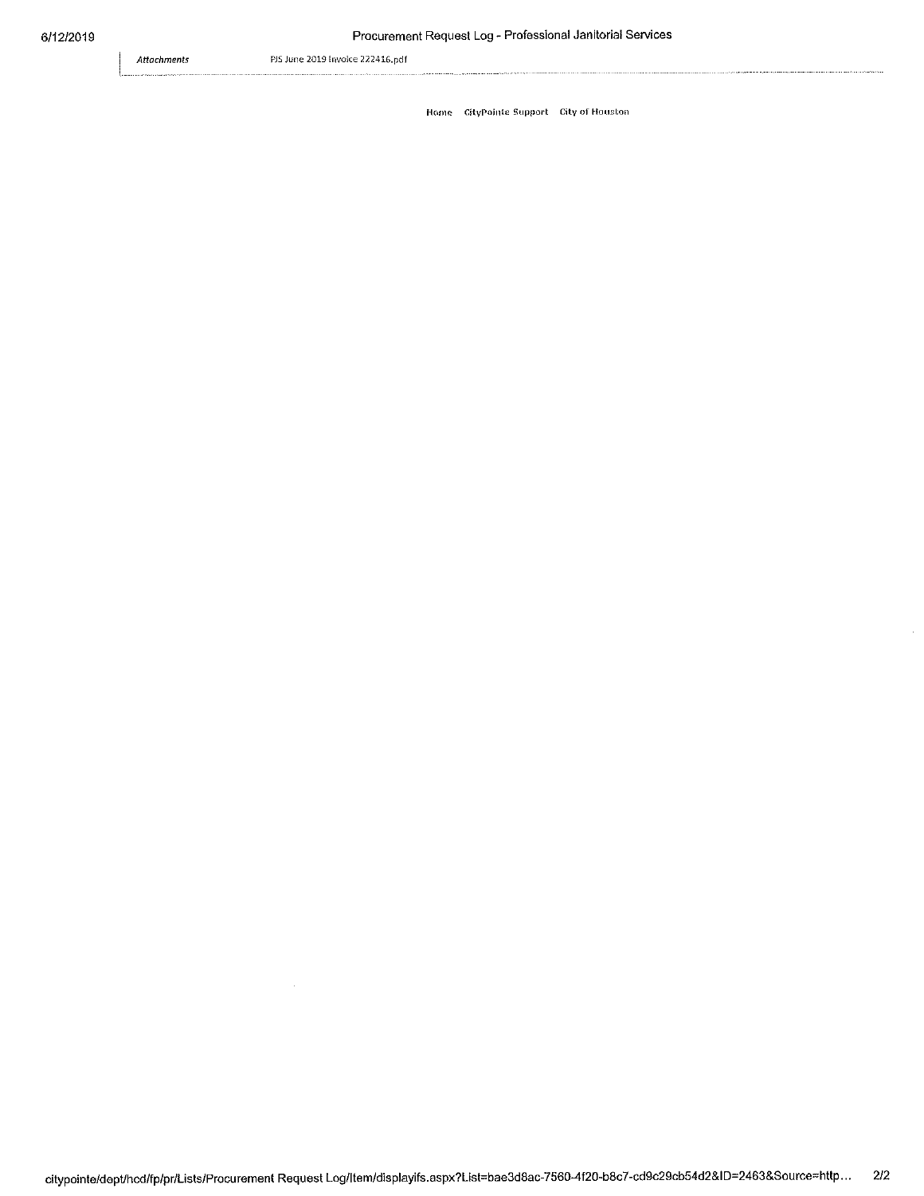| *Attachments* | PJS June 2019 Invoice 222416.pdf |
| --- | --- |

Home   CityPointe Support   City of Houston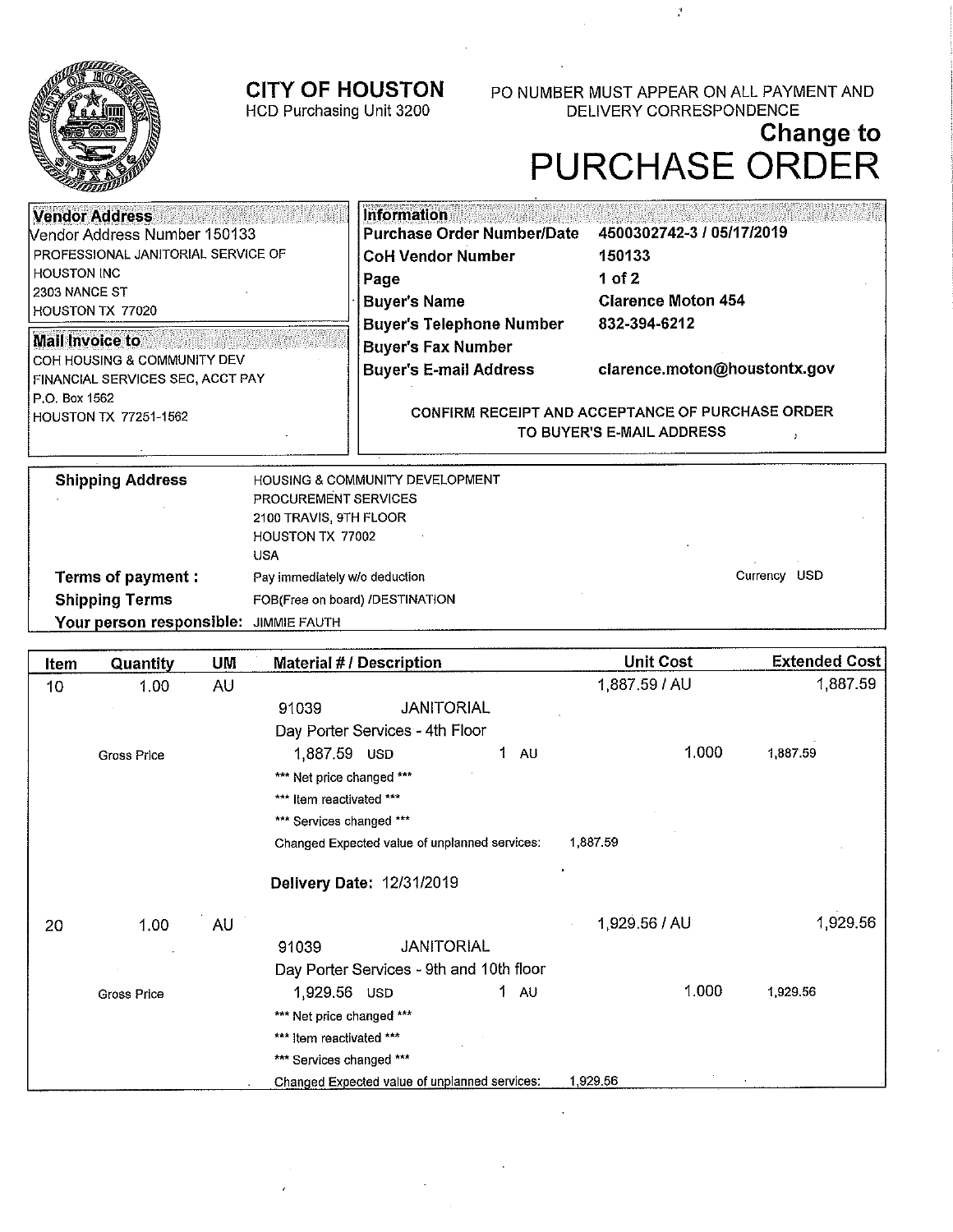# CITY OF HOUSTON

HCD Purchasing Unit 3200

PO NUMBER MUST APPEAR ON ALL PAYMENT AND DELIVERY CORRESPONDENCE

## Change to PURCHASE ORDER

**Vendor Address**

Vendor Address Number 150133
PROFESSIONAL JANITORIAL SERVICE OF HOUSTON INC
2303 NANCE ST
HOUSTON TX 77020

**Mail Invoice to**

COH HOUSING & COMMUNITY DEV
FINANCIAL SERVICES SEC, ACCT PAY
P.O. Box 1562
HOUSTON TX 77251-1562

**Information**

| | |
|---|---|
| **Purchase Order Number/Date** | **4500302742-3 / 05/17/2019** |
| **CoH Vendor Number** | **150133** |
| **Page** | **1 of 2** |
| **Buyer's Name** | **Clarence Moton 454** |
| **Buyer's Telephone Number** | **832-394-6212** |
| **Buyer's Fax Number** | |
| **Buyer's E-mail Address** | **clarence.moton@houstontx.gov** |

**CONFIRM RECEIPT AND ACCEPTANCE OF PURCHASE ORDER TO BUYER'S E-MAIL ADDRESS**

| | |
|---|---|
| **Shipping Address** | HOUSING & COMMUNITY DEVELOPMENT<br>PROCUREMENT SERVICES<br>2100 TRAVIS, 9TH FLOOR<br>HOUSTON TX 77002<br>USA |
| **Terms of payment :** | Pay immediately w/o deduction — Currency USD |
| **Shipping Terms** | FOB(Free on board) /DESTINATION |
| **Your person responsible:** | JIMMIE FAUTH |

| Item | Quantity | UM | Material # / Description | Unit Cost | Extended Cost |
|---|---|---|---|---|---|
| 10 | 1.00 | AU | | 1,887.59 / AU | 1,887.59 |
| | | | 91039 JANITORIAL<br>Day Porter Services - 4th Floor | | |
| | Gross Price | | 1,887.59 USD 1 AU | 1.000 | 1,887.59 |
| | | | *** Net price changed ***<br>*** Item reactivated ***<br>*** Services changed ***<br>Changed Expected value of unplanned services: 1,887.59 | | |
| | | | **Delivery Date:** 12/31/2019 | | |
| 20 | 1.00 | AU | | 1,929.56 / AU | 1,929.56 |
| | | | 91039 JANITORIAL<br>Day Porter Services - 9th and 10th floor | | |
| | Gross Price | | 1,929.56 USD 1 AU | 1.000 | 1,929.56 |
| | | | *** Net price changed ***<br>*** Item reactivated ***<br>*** Services changed ***<br>Changed Expected value of unplanned services: 1,929.56 | | |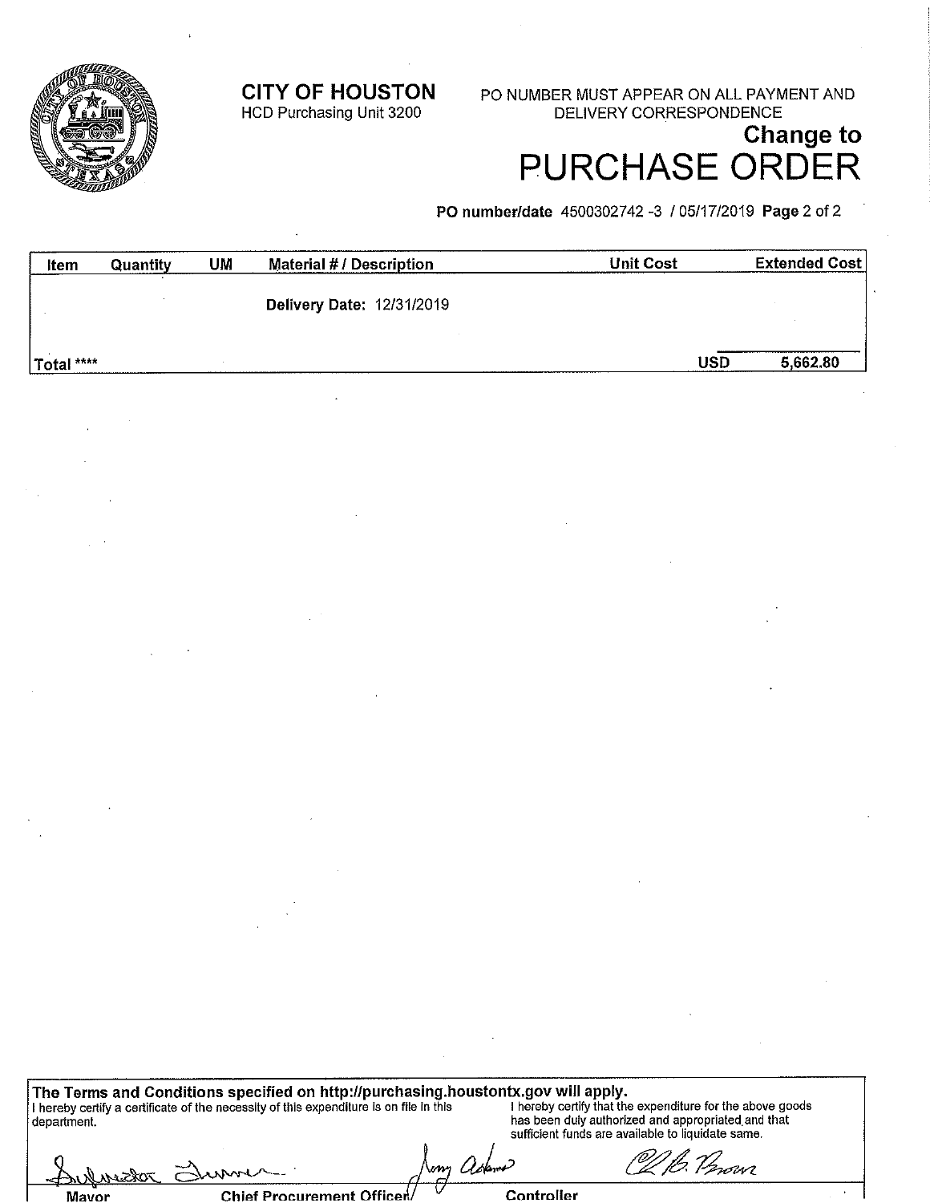**CITY OF HOUSTON**
HCD Purchasing Unit 3200

PO NUMBER MUST APPEAR ON ALL PAYMENT AND DELIVERY CORRESPONDENCE

# Change to PURCHASE ORDER

**PO number/date** 4500302742 -3 / 05/17/2019

| Item | Quantity | UM | Material # / Description | Unit Cost | Extended Cost |
|---|---|---|---|---|---|
| | | | **Delivery Date:** 12/31/2019 | | |
| **Total** **** | | | | **USD** | **5,662.80** |

**The Terms and Conditions specified on http://purchasing.houstontx.gov will apply.**

I hereby certify a certificate of the necessity of this expenditure is on file in this department.

I hereby certify that the expenditure for the above goods has been duly authorized and appropriated and that sufficient funds are available to liquidate same.

| Mayor | Chief Procurement Officer | Controller |
|---|---|---|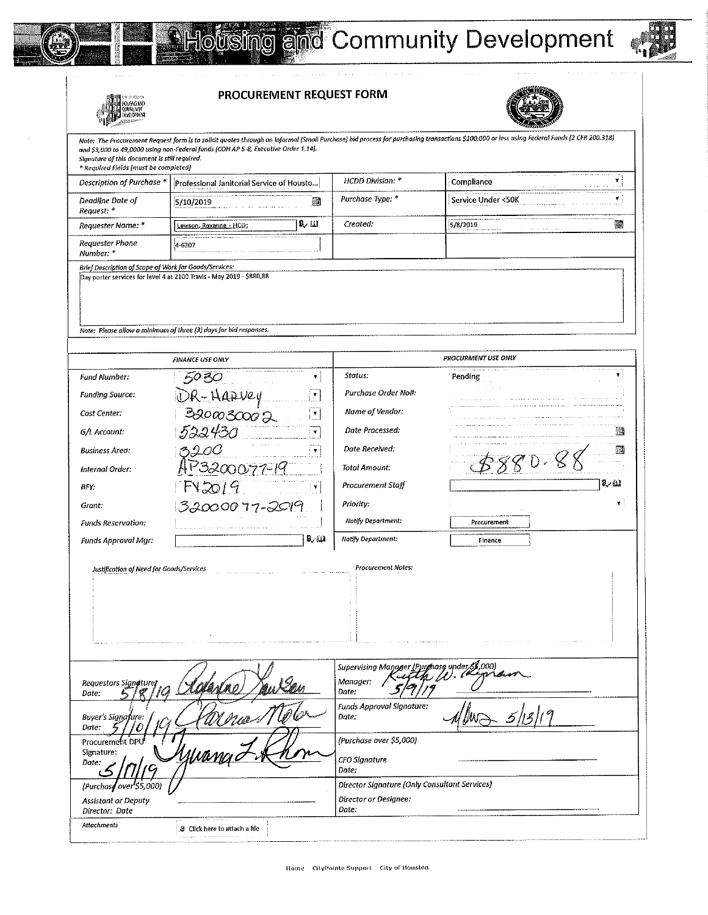# Housing and Community Development

## PROCUREMENT REQUEST FORM

*Note: The Procurement Request form is to solicit quotes through an informal (Small Purchase) bid process for purchasing transactions $100,000 or less using Federal Funds (2 CFR 200.318) and $3,000 to 49,0000 using non-Federal funds (COH AP 5-8, Executive Order 1.14). Signature of this document is still required.*
*\* Required Fields (must be completed)*

| | | | |
|---|---|---|---|
| *Description of Purchase \** | Professional Janitorial Service of Housto... | *HCDD Division: \** | Compliance |
| *Deadline Date of Request: \** | 5/10/2019 | *Purchase Type: \** | Service Under <50K |
| *Requester Name: \** | Lawson, Roxanne - HCD; | *Created:* | 5/8/2019 |
| *Requester Phone Number: \** | 4-6307 | | |

*Brief Description of Scope of Work for Goods/Services:*

Day porter services for level 4 at 2100 Travis - May 2019 - $880.88

*Note: Please allow a minimum of three (3) days for bid responses.*

| *FINANCE USE ONLY* | | *PROCURMENT USE ONLY* | |
|---|---|---|---|
| *Fund Number:* | 5030 | *Status:* | Pending |
| *Funding Source:* | DR-Harvey | *Purchase Order No#:* | |
| *Cost Center:* | 3200030002 | *Name of Vendor:* | |
| *G/L Account:* | 522430 | *Date Processed:* | |
| *Business Area:* | 3200 | *Date Received:* | |
| *Internal Order:* | AP3200077-19 | *Total Amount:* | $880.88 |
| *BFY:* | FY2019 | *Procurement Staff* | |
| *Grant:* | 3200077-2019 | *Priority:* | |
| *Funds Reservation:* | | *Notify Department:* | Procurement |
| *Funds Approval Mgr:* | | *Notify Department:* | Finance |

*Justification of Need for Goods/Services*

*Procurement Notes:*

| | |
|---|---|
| Requestors Signature: Roxanne Lawson<br>Date: 5/8/19 | Supervising Manager (Purchase under $5,000)<br>Manager: Keith W. Bynam<br>Date: 5/9/19 |
| Buyer's Signature: Clarence Moten<br>Date: 5/10/19 | Funds Approval Signature: [signature]<br>Date: 5/13/19 |
| Procurement DPU Signature: Tywana L. Rhone<br>Date: 5/17/19 | (Purchase over $5,000)<br>CFO Signature<br>Date: |
| (Purchase over $5,000)<br>Assistant or Deputy Director: Date | Director Signature (Only Consultant Services)<br>Director or Designee:<br>Date: |

*Attachments* Click here to attach a file

Home CityPointe Support City of Houston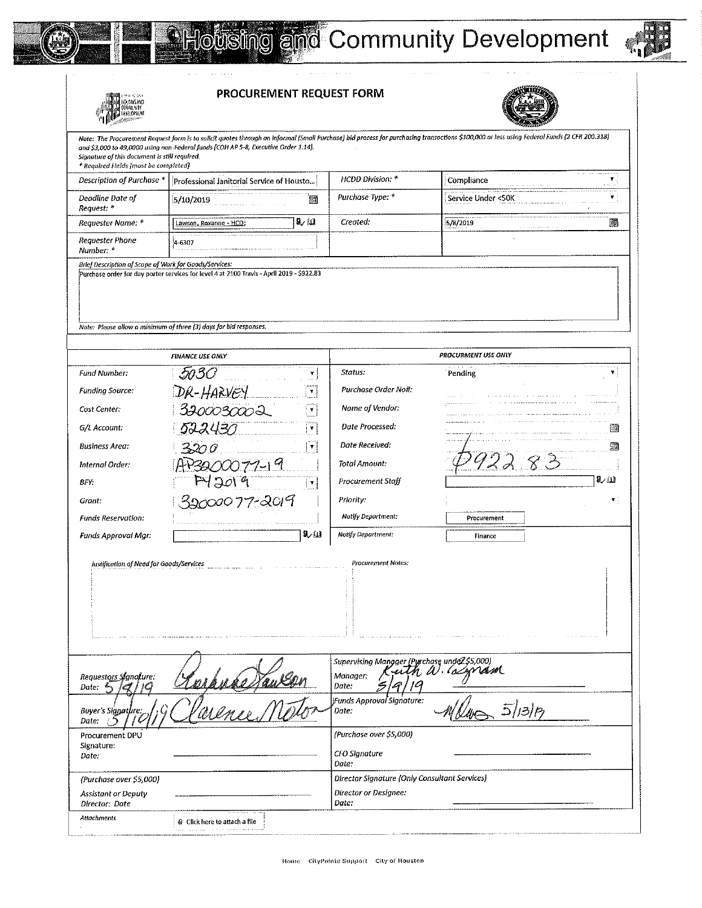# Housing and Community Development

## PROCUREMENT REQUEST FORM

*Note: The Procurement Request form is to solicit quotes through an Informal (Small Purchase) bid process for purchasing transactions $100,000 or less using Federal Funds (2 CFR 200.318) and $3,000 to 49,0000 using non-Federal funds (COH AP 5-8, Executive Order 1.14). Signature of this document is still required.*
*\* Required Fields (must be completed)*

| | | | |
|---|---|---|---|
| Description of Purchase * | Professional Janitorial Service of Housto... | HCDD Division: * | Compliance |
| Deadline Date of Request: * | 5/10/2019 | Purchase Type: * | Service Under <50K |
| Requester Name: * | Lawson, Roxanne - HCD; | Created: | 5/8/2019 |
| Requester Phone Number: * | 4-6307 | | |

*Brief Description of Scope of Work for Goods/Services:*

Purchase order for day porter services for level 4 at 2100 Travis - April 2019 - $922.83

*Note: Please allow a minimum of three (3) days for bid responses.*

| FINANCE USE ONLY | | PROCURMENT USE ONLY | |
|---|---|---|---|
| Fund Number: | 5030 | Status: | Pending |
| Funding Source: | DR-HARVEY | Purchase Order No#: | |
| Cost Center: | 3200030002 | Name of Vendor: | |
| G/L Account: | 522430 | Date Processed: | |
| Business Area: | 3200 | Date Received: | |
| Internal Order: | AP32000077-19 | Total Amount: | $922.83 |
| BFY: | FY2019 | Procurement Staff | |
| Grant: | 32000077-2019 | Priority: | |
| Funds Reservation: | | Notify Department: | Procurement |
| Funds Approval Mgr: | | Notify Department: | Finance |

*Justification of Need for Goods/Services*

*Procurement Notes:*

| | |
|---|---|
| Requestors Signature: Roxanne Lawson<br>Date: 5/9/19 | Supervising Manager (Purchase under $5,000)<br>Manager: Keith W. Lyman<br>Date: 5/9/19 |
| Buyer's Signature: Clarence Moton<br>Date: 5/10/19 | Funds Approval Signature:<br>Date: 5/13/19 |
| Procurement DPU Signature:<br>Date: | (Purchase over $5,000)<br>CFO Signature<br>Date: |
| (Purchase over $5,000)<br>Assistant or Deputy Director: Date | Director Signature (Only Consultant Services)<br>Director or Designee:<br>Date: |

Attachments: Click here to attach a file

Home CityPointe Support City of Houston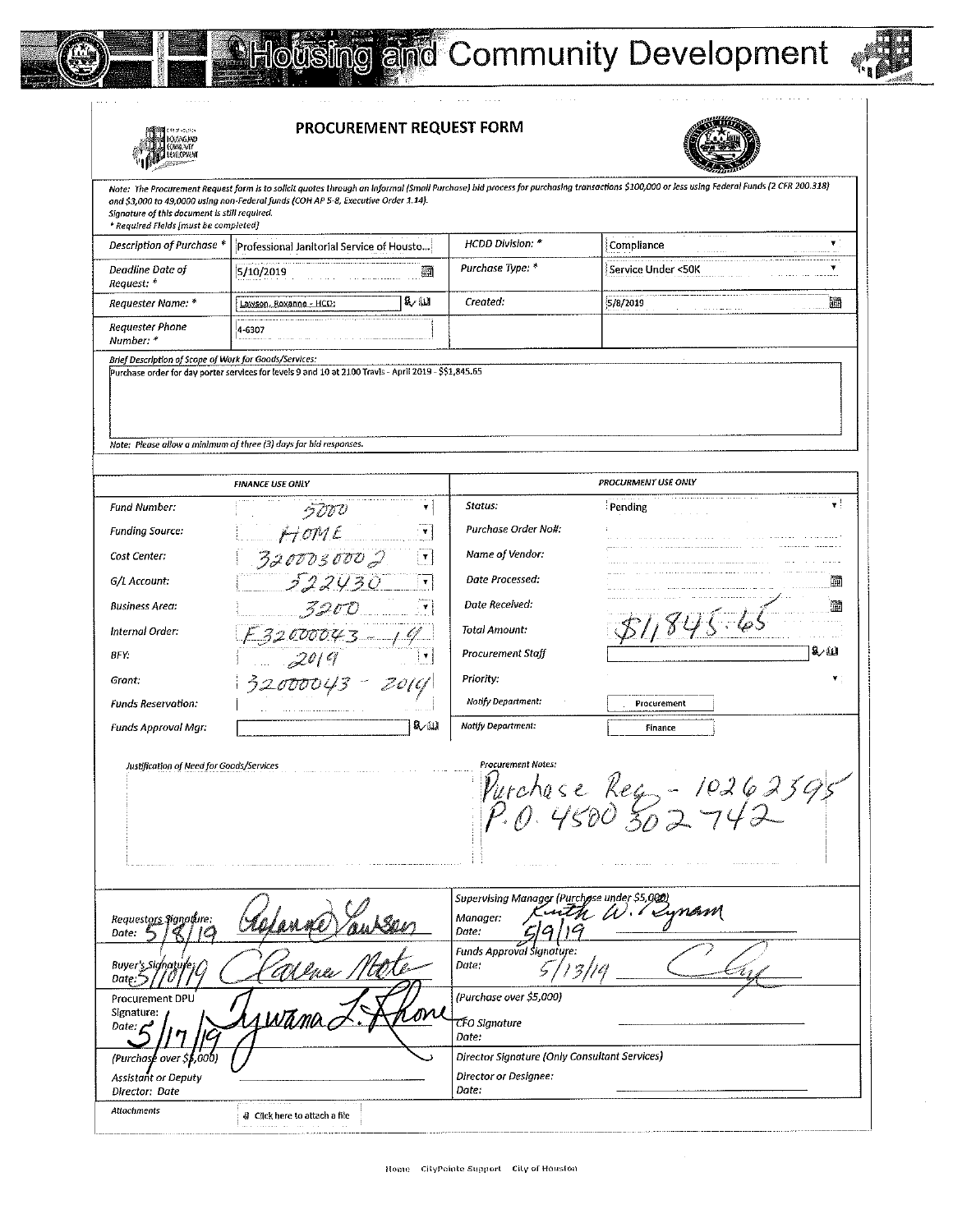# Housing and Community Development

## PROCUREMENT REQUEST FORM

*Note: The Procurement Request form is to solicit quotes through an Informal (Small Purchase) bid process for purchasing transactions $100,000 or less using Federal Funds (2 CFR 200.318) and $3,000 to 49,0000 using non-Federal funds (COH AP 5-8, Executive Order 1.14). Signature of this document is still required.*
*\* Required Fields (must be completed)*

| | | | |
|---|---|---|---|
| Description of Purchase * | Professional Janitorial Service of Housto... | HCDD Division: * | Compliance |
| Deadline Date of Request: * | 5/10/2019 | Purchase Type: * | Service Under <50K |
| Requester Name: * | Lawson, Roxanne - HCD; | Created: | 5/8/2019 |
| Requester Phone Number: * | 4-6307 | | |

**Brief Description of Scope of Work for Goods/Services:**

Purchase order for day porter services for levels 9 and 10 at 2100 Travis - April 2019 - $$1,845.65

*Note: Please allow a minimum of three (3) days for bid responses.*

| FINANCE USE ONLY | | PROCURMENT USE ONLY | |
|---|---|---|---|
| Fund Number: | 5000 | Status: | Pending |
| Funding Source: | HOME | Purchase Order No#: | |
| Cost Center: | 3200030002 | Name of Vendor: | |
| G/L Account: | 522430 | Date Processed: | |
| Business Area: | 3200 | Date Received: | |
| Internal Order: | F-32000043-19 | Total Amount: | $1,845.65 |
| BFY: | 2019 | Procurement Staff | |
| Grant: | 32000043 - 2019 | Priority: | |
| Funds Reservation: | | Notify Department: | Procurement |
| Funds Approval Mgr: | | Notify Department: | Finance |

**Justification of Need for Goods/Services**

**Procurement Notes:**
Purchase Req - 10262595
P.O. 4500302742

| | |
|---|---|
| Requestors Signature: Roxanne Lawson Date: 5/8/19 | Supervising Manager (Purchase under $5,000) Manager: Keith W. Bynam Date: 5/9/19 |
| Buyer's Signature: Carlene Mote Date: 5/10/19 | Funds Approval Signature: Date: 5/13/19 |
| Procurement DPU Signature: Tywana L. Rhone Date: 5/17/19 | (Purchase over $5,000) CFO Signature Date: |
| (Purchase over $5,000) Assistant or Deputy Director: Date | Director Signature (Only Consultant Services) Director or Designee: Date: |

Attachments: Click here to attach a file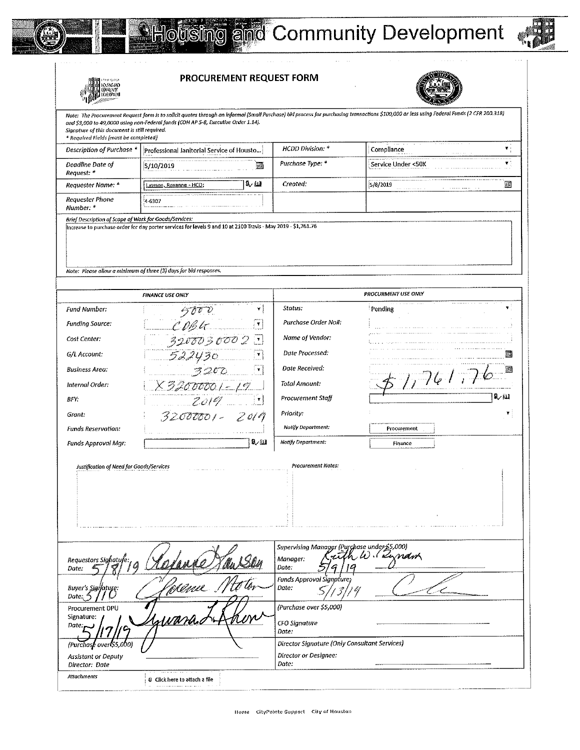# Housing and Community Development

## PROCUREMENT REQUEST FORM

*Note: The Procurement Request form is to solicit quotes through an informal (Small Purchase) bid process for purchasing transactions $100,000 or less using Federal Funds (2 CFR 200.318) and $3,000 to 49,0000 using non-Federal funds (COH AP 5-8, Executive Order 1.14). Signature of this document is still required.*
*\* Required Fields (must be completed)*

| | | | |
|---|---|---|---|
| *Description of Purchase \** | Professional Janitorial Service of Housto... | *HCDD Division: \** | Compliance |
| *Deadline Date of Request: \** | 5/10/2019 | *Purchase Type: \** | Service Under <50K |
| *Requester Name: \** | Lawson, Roxanne - HCD; | *Created:* | 5/8/2019 |
| *Requester Phone Number: \** | 4-6307 | | |

*Brief Description of Scope of Work for Goods/Services:*

Increase to purchase order for day porter services for levels 9 and 10 at 2100 Travis - May 2019 - $1,761.76

*Note: Please allow a minimum of three (3) days for bid responses.*

| FINANCE USE ONLY | | PROCURMENT USE ONLY | |
|---|---|---|---|
| *Fund Number:* | 5000 | *Status:* | Pending |
| *Funding Source:* | CDBG | *Purchase Order No#:* | |
| *Cost Center:* | 3200030002 | *Name of Vendor:* | |
| *G/L Account:* | 522430 | *Date Processed:* | |
| *Business Area:* | 3200 | *Date Received:* | |
| *Internal Order:* | X32000001-19 | *Total Amount:* | $1,761.76 |
| *BFY:* | 2019 | *Procurement Staff* | |
| *Grant:* | 32000001- 2019 | *Priority:* | |
| *Funds Reservation:* | | *Notify Department:* | Procurement |
| *Funds Approval Mgr:* | | *Notify Department:* | Finance |

*Justification of Need for Goods/Services*

*Procurement Notes:*

| | |
|---|---|
| Requestors Signature: Roxanne Lawson<br>Date: 5/8/19 | Supervising Manager (Purchase under $5,000)<br>Manager: Keith W. Bynam<br>Date: 5/9/19 |
| Buyer's Signature: Clarence Noton<br>Date: 5/10 | Funds Approval Signature:<br>Date: 5/13/19 |
| Procurement DPU Signature: Tywana L. Rhone<br>Date: 5/17/19 | (Purchase over $5,000)<br>CFO Signature<br>Date: |
| (Purchase over $5,000)<br>Assistant or Deputy Director: Date | Director Signature (Only Consultant Services)<br>Director or Designee:<br>Date: |

*Attachments* Click here to attach a file

Home CityPointe Support City of Houston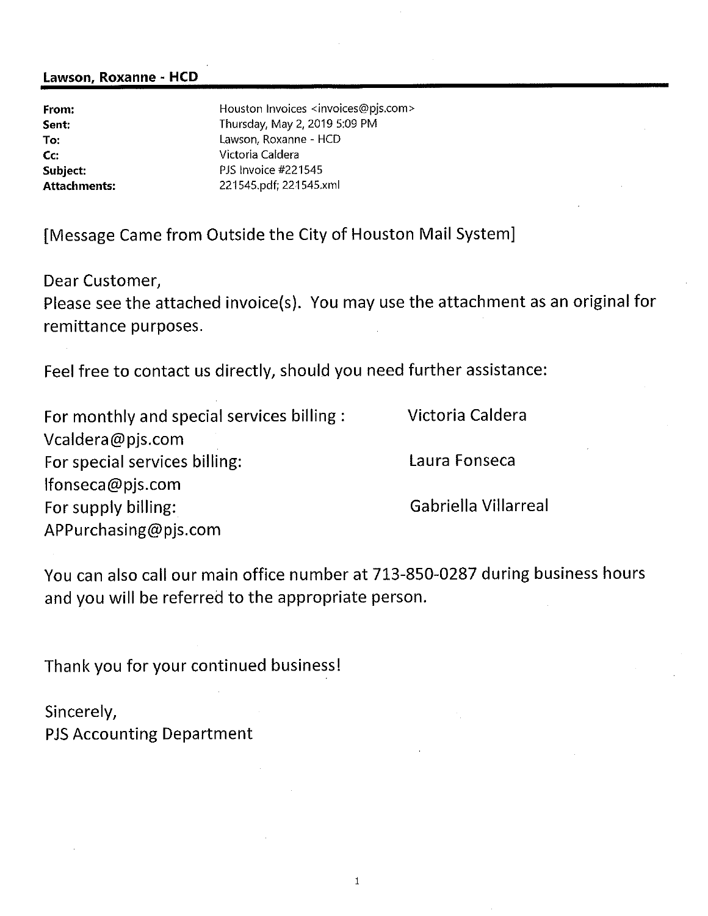**Lawson, Roxanne - HCD**

| | |
|---|---|
| **From:** | Houston Invoices <invoices@pjs.com> |
| **Sent:** | Thursday, May 2, 2019 5:09 PM |
| **To:** | Lawson, Roxanne - HCD |
| **Cc:** | Victoria Caldera |
| **Subject:** | PJS Invoice #221545 |
| **Attachments:** | 221545.pdf; 221545.xml |

[Message Came from Outside the City of Houston Mail System]

Dear Customer,
Please see the attached invoice(s). You may use the attachment as an original for remittance purposes.

Feel free to contact us directly, should you need further assistance:

For monthly and special services billing : Victoria Caldera
Vcaldera@pjs.com
For special services billing: Laura Fonseca
lfonseca@pjs.com
For supply billing: Gabriella Villarreal
APPurchasing@pjs.com

You can also call our main office number at 713-850-0287 during business hours and you will be referred to the appropriate person.

Thank you for your continued business!

Sincerely,
PJS Accounting Department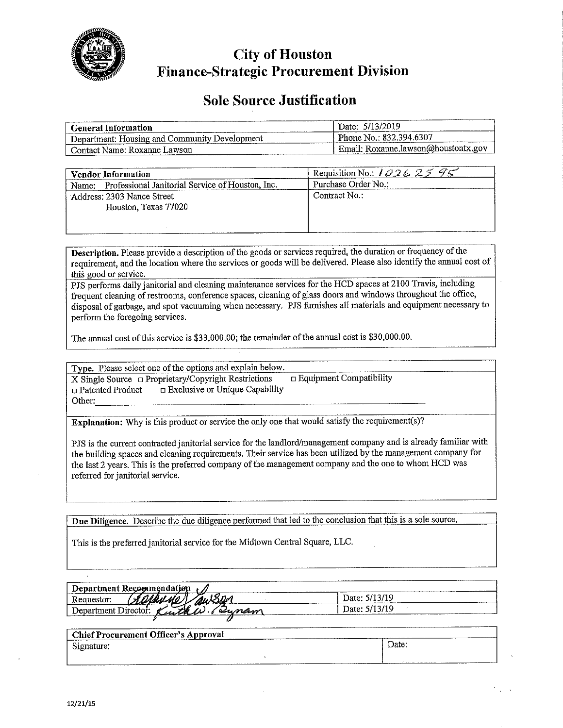# City of Houston
## Finance-Strategic Procurement Division

## Sole Source Justification

| General Information | Date: 5/13/2019 |
|---|---|
| Department: Housing and Community Development | Phone No.: 832.394.6307 |
| Contact Name: Roxanne Lawson | Email: Roxanne.lawson@houstontx.gov |

| Vendor Information | Requisition No.: 10262595 |
|---|---|
| Name: Professional Janitorial Service of Houston, Inc. | Purchase Order No.: |
| Address: 2303 Nance Street<br>Houston, Texas 77020 | Contract No.: |

**Description.** Please provide a description of the goods or services required, the duration or frequency of the requirement, and the location where the services or goods will be delivered. Please also identify the annual cost of this good or service.

PJS performs daily janitorial and cleaning maintenance services for the HCD spaces at 2100 Travis, including frequent cleaning of restrooms, conference spaces, cleaning of glass doors and windows throughout the office, disposal of garbage, and spot vacuuming when necessary. PJS furnishes all materials and equipment necessary to perform the foregoing services.

The annual cost of this service is $33,000.00; the remainder of the annual cost is $30,000.00.

**Type.** Please select one of the options and explain below.

X Single Source ☐ Proprietary/Copyright Restrictions ☐ Equipment Compatibility
☐ Patented Product ☐ Exclusive or Unique Capability
Other: ____________________

**Explanation:** Why is this product or service the only one that would satisfy the requirement(s)?

PJS is the current contracted janitorial service for the landlord/management company and is already familiar with the building spaces and cleaning requirements. Their service has been utilized by the management company for the last 2 years. This is the preferred company of the management company and the one to whom HCD was referred for janitorial service.

**Due Diligence.** Describe the due diligence performed that led to the conclusion that this is a sole source.

This is the preferred janitorial service for the Midtown Central Square, LLC.

| Department Recommendation | |
|---|---|
| Requestor: Roxanne Lawson | Date: 5/13/19 |
| Department Director: Keith W. Bynam | Date: 5/13/19 |

| Chief Procurement Officer's Approval | |
|---|---|
| Signature: | Date: |

12/21/15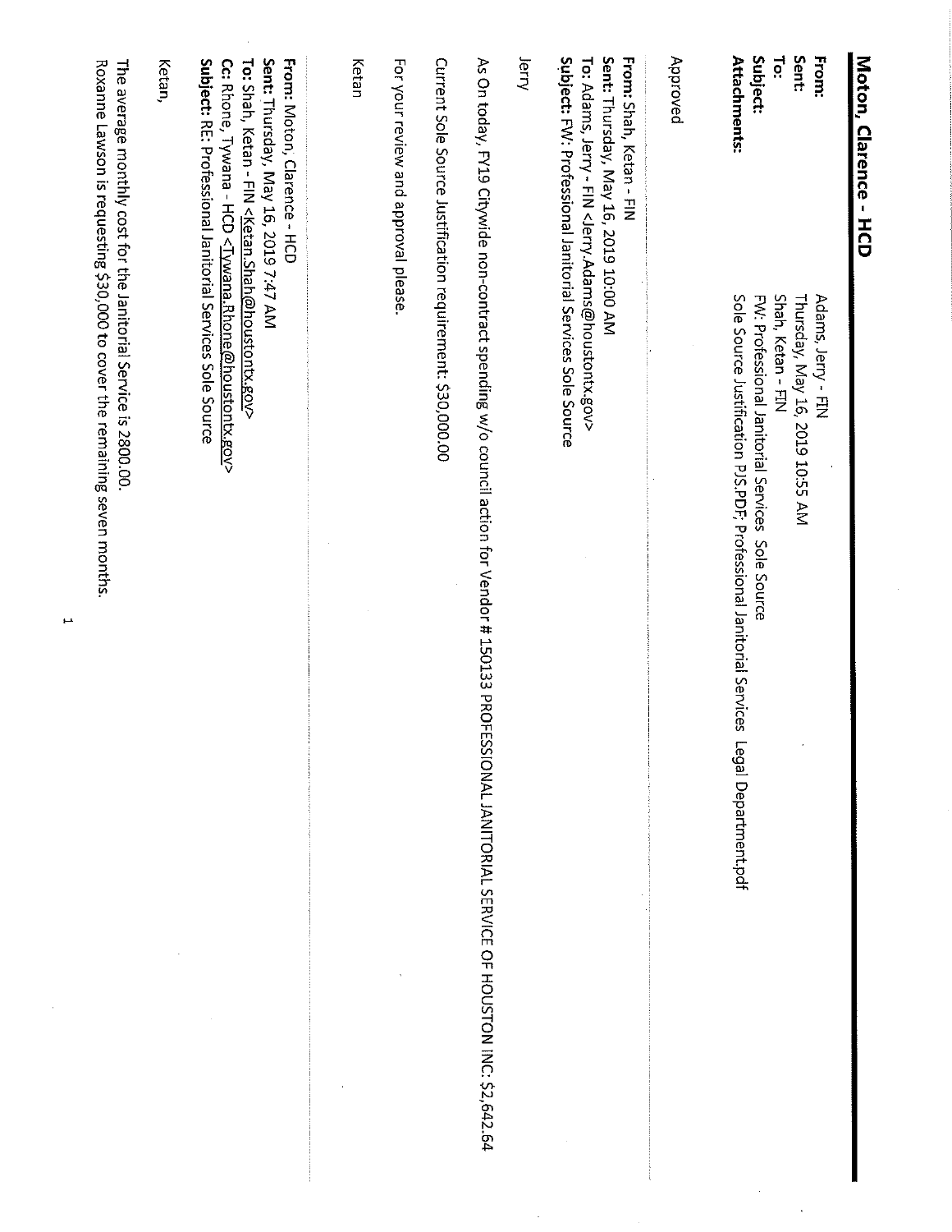## Moton, Clarence - HCD

**From:** Adams, Jerry - FIN
**Sent:** Thursday, May 16, 2019 10:55 AM
**To:** Shah, Ketan - FIN
**Subject:** FW: Professional Janitorial Services Sole Source
**Attachments:** Sole Source Justification PJS.PDF; Professional Janitorial Services Legal Department.pdf

Approved

---

**From:** Shah, Ketan - FIN
**Sent:** Thursday, May 16, 2019 10:00 AM
**To:** Adams, Jerry - FIN <Jerry.Adams@houstontx.gov>
**Subject:** FW: Professional Janitorial Services Sole Source

Jerry

As On today, FY19 Citywide non-contract spending w/o council action for Vendor # 150133 PROFESSIONAL JANITORIAL SERVICE OF HOUSTON INC: $2,642.64

Current Sole Source Justification requirement: $30,000.00

For your review and approval please.

Ketan

---

**From:** Moton, Clarence - HCD
**Sent:** Thursday, May 16, 2019 7:47 AM
**To:** Shah, Ketan - FIN <Ketan.Shah@houstontx.gov>
**Cc:** Rhone, Tywana - HCD <Tywana.Rhone@houstontx.gov>
**Subject:** RE: Professional Janitorial Services Sole Source

Ketan,

The average monthly cost for the Janitorial Service is 2800.00.
Roxanne Lawson is requesting $30,000 to cover the remaining seven months.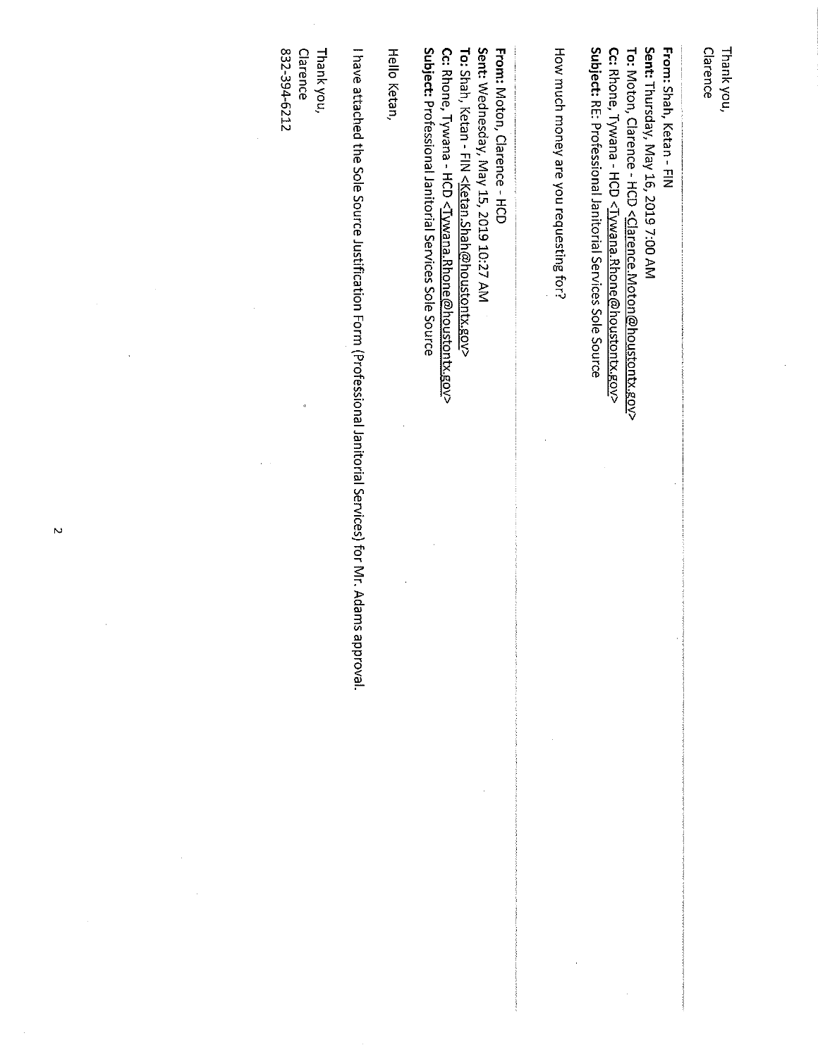Thank you,
Clarence

**From:** Shah, Ketan - FIN
**Sent:** Thursday, May 16, 2019 7:00 AM
**To:** Moton, Clarence - HCD <Clarence.Moton@houstontx.gov>
**Cc:** Rhone, Tywana - HCD <Tywana.Rhone@houstontx.gov>
**Subject:** RE: Professional Janitorial Services Sole Source

How much money are you requesting for?

**From:** Moton, Clarence - HCD
**Sent:** Wednesday, May 15, 2019 10:27 AM
**To:** Shah, Ketan - FIN <Ketan.Shah@houstontx.gov>
**Cc:** Rhone, Tywana - HCD <Tywana.Rhone@houstontx.gov>
**Subject:** Professional Janitorial Services Sole Source

Hello Ketan,

I have attached the Sole Source Justification Form (Professional Janitorial Services) for Mr. Adams approval.

Thank you,
Clarence
832-394-6212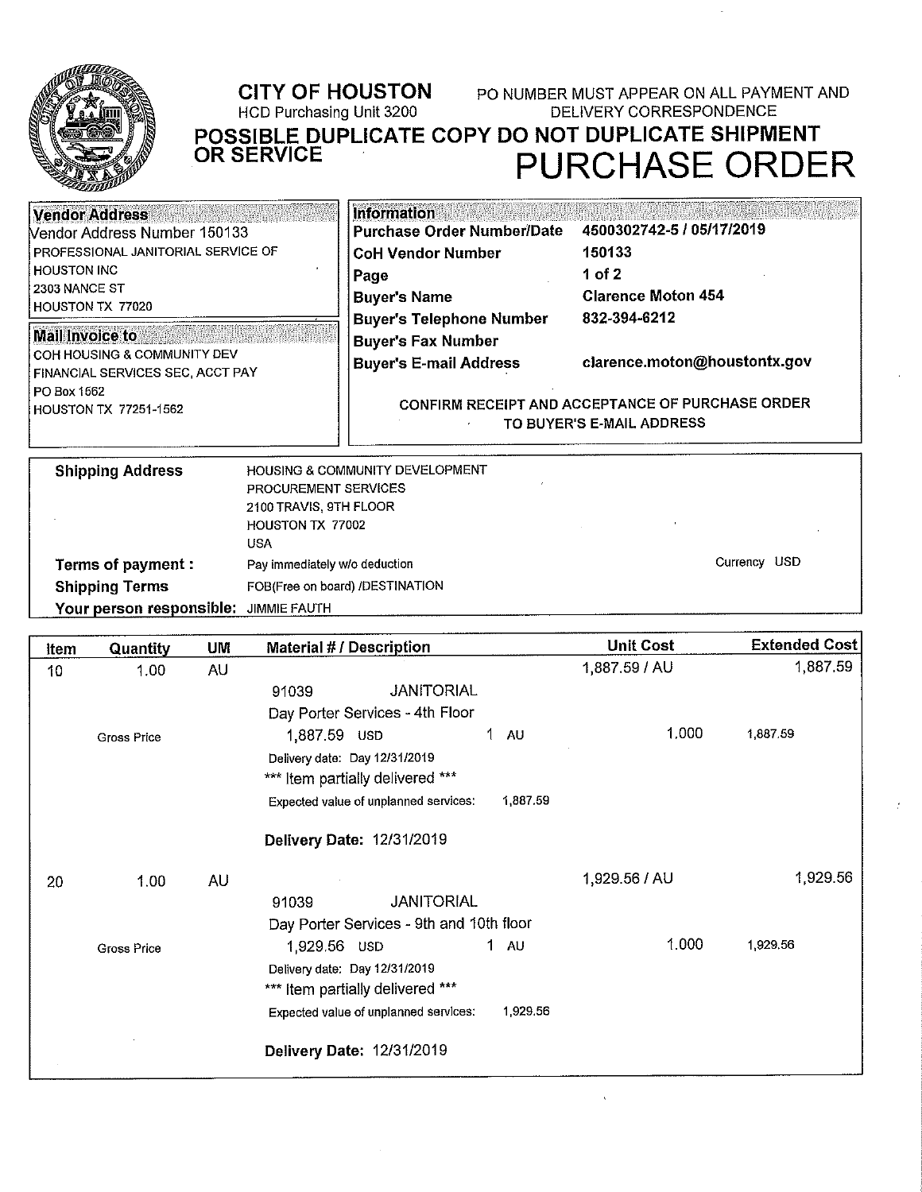# CITY OF HOUSTON

HCD Purchasing Unit 3200

PO NUMBER MUST APPEAR ON ALL PAYMENT AND DELIVERY CORRESPONDENCE

## POSSIBLE DUPLICATE COPY DO NOT DUPLICATE SHIPMENT OR SERVICE

# PURCHASE ORDER

**Vendor Address**

Vendor Address Number 150133
PROFESSIONAL JANITORIAL SERVICE OF HOUSTON INC
2303 NANCE ST
HOUSTON TX 77020

**Mail Invoice to**

COH HOUSING & COMMUNITY DEV
FINANCIAL SERVICES SEC, ACCT PAY
PO Box 1562
HOUSTON TX 77251-1562

**Information**

| | |
|---|---|
| **Purchase Order Number/Date** | **4500302742-5 / 05/17/2019** |
| **CoH Vendor Number** | **150133** |
| **Page** | **1 of 2** |
| **Buyer's Name** | **Clarence Moton 454** |
| **Buyer's Telephone Number** | **832-394-6212** |
| **Buyer's Fax Number** | |
| **Buyer's E-mail Address** | **clarence.moton@houstontx.gov** |

CONFIRM RECEIPT AND ACCEPTANCE OF PURCHASE ORDER TO BUYER'S E-MAIL ADDRESS

**Shipping Address**

HOUSING & COMMUNITY DEVELOPMENT
PROCUREMENT SERVICES
2100 TRAVIS, 9TH FLOOR
HOUSTON TX 77002
USA

**Terms of payment :** Pay immediately w/o deduction — Currency USD

**Shipping Terms** FOB(Free on board) /DESTINATION

**Your person responsible:** JIMMIE FAUTH

| Item | Quantity | UM | Material # / Description | Unit Cost | Extended Cost |
|---|---|---|---|---|---|
| 10 | 1.00 | AU | | 1,887.59 / AU | 1,887.59 |
| | | | 91039 JANITORIAL | | |
| | | | Day Porter Services - 4th Floor | | |
| | Gross Price | | 1,887.59 USD 1 AU | 1.000 | 1,887.59 |
| | | | Delivery date: Day 12/31/2019 | | |
| | | | *** Item partially delivered *** | | |
| | | | Expected value of unplanned services: 1,887.59 | | |
| | | | **Delivery Date:** 12/31/2019 | | |
| 20 | 1.00 | AU | | 1,929.56 / AU | 1,929.56 |
| | | | 91039 JANITORIAL | | |
| | | | Day Porter Services - 9th and 10th floor | | |
| | Gross Price | | 1,929.56 USD 1 AU | 1.000 | 1,929.56 |
| | | | Delivery date: Day 12/31/2019 | | |
| | | | *** Item partially delivered *** | | |
| | | | Expected value of unplanned services: 1,929.56 | | |
| | | | **Delivery Date:** 12/31/2019 | | |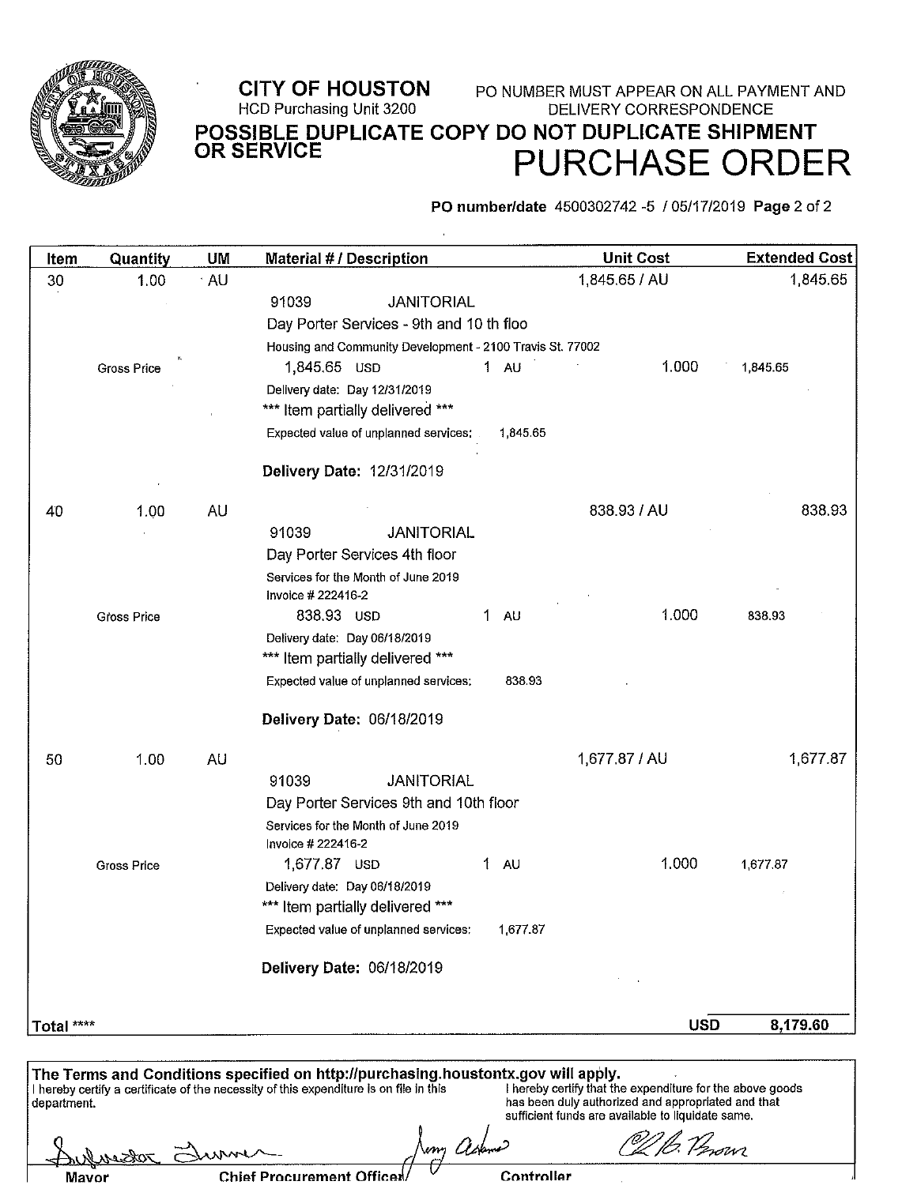**CITY OF HOUSTON**
HCD Purchasing Unit 3200

PO NUMBER MUST APPEAR ON ALL PAYMENT AND DELIVERY CORRESPONDENCE

**POSSIBLE DUPLICATE COPY DO NOT DUPLICATE SHIPMENT OR SERVICE**

# PURCHASE ORDER

**PO number/date** 4500302742 -5 / 05/17/2019 **Page** 2 of 2

| Item | Quantity | UM | Material # / Description | Unit Cost | Extended Cost |
|---|---|---|---|---|---|
| 30 | 1.00 | AU | | 1,845.65 / AU | 1,845.65 |
| | | | 91039 JANITORIAL | | |
| | | | Day Porter Services - 9th and 10 th floo | | |
| | | | Housing and Community Development - 2100 Travis St. 77002 | | |
| | Gross Price | | 1,845.65 USD 1 AU | 1.000 | 1,845.65 |
| | | | Delivery date: Day 12/31/2019 | | |
| | | | *** Item partially delivered *** | | |
| | | | Expected value of unplanned services: 1,845.65 | | |
| | | | **Delivery Date: 12/31/2019** | | |
| 40 | 1.00 | AU | | 838.93 / AU | 838.93 |
| | | | 91039 JANITORIAL | | |
| | | | Day Porter Services 4th floor | | |
| | | | Services for the Month of June 2019 | | |
| | | | Invoice # 222416-2 | | |
| | Gross Price | | 838.93 USD 1 AU | 1.000 | 838.93 |
| | | | Delivery date: Day 06/18/2019 | | |
| | | | *** Item partially delivered *** | | |
| | | | Expected value of unplanned services: 838.93 | | |
| | | | **Delivery Date: 06/18/2019** | | |
| 50 | 1.00 | AU | | 1,677.87 / AU | 1,677.87 |
| | | | 91039 JANITORIAL | | |
| | | | Day Porter Services 9th and 10th floor | | |
| | | | Services for the Month of June 2019 | | |
| | | | Invoice # 222416-2 | | |
| | Gross Price | | 1,677.87 USD 1 AU | 1.000 | 1,677.87 |
| | | | Delivery date: Day 06/18/2019 | | |
| | | | *** Item partially delivered *** | | |
| | | | Expected value of unplanned services: 1,677.87 | | |
| | | | **Delivery Date: 06/18/2019** | | |
| **Total** **** | | | | **USD** | **8,179.60** |

**The Terms and Conditions specified on http://purchasing.houstontx.gov will apply.**

I hereby certify a certificate of the necessity of this expenditure is on file in this department.

I hereby certify that the expenditure for the above goods has been duly authorized and appropriated and that sufficient funds are available to liquidate same.

Mayor | Chief Procurement Officer | Controller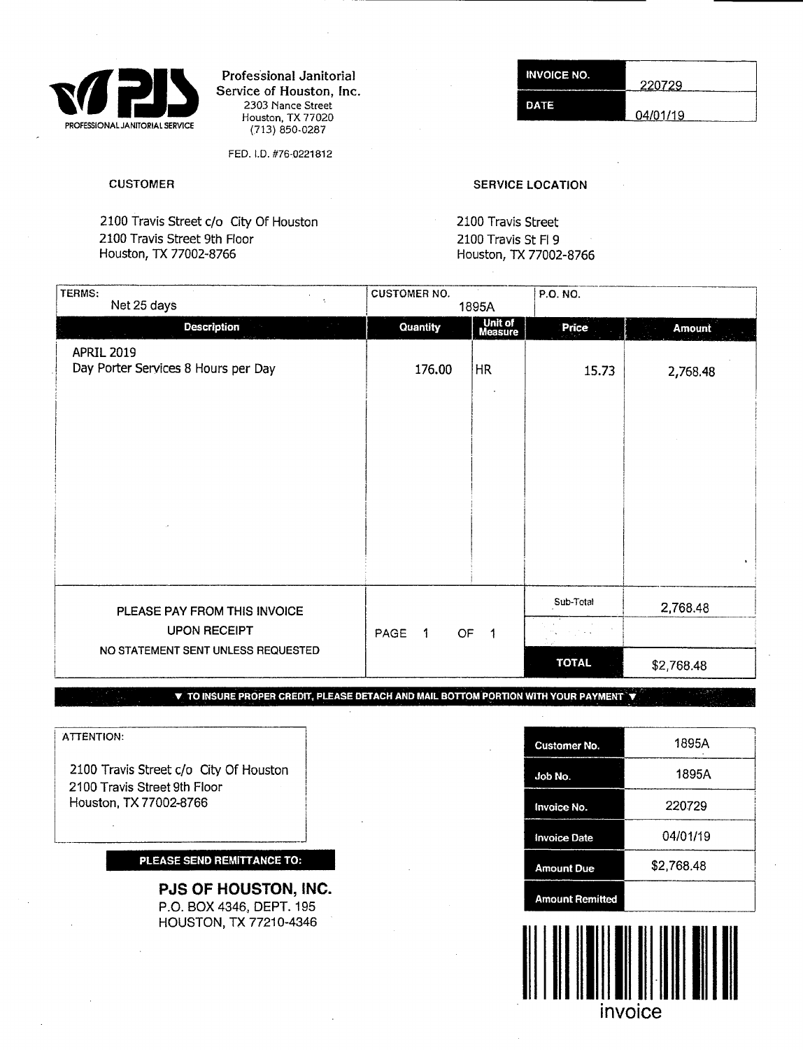**PJS**
PROFESSIONAL JANITORIAL SERVICE

**Professional Janitorial Service of Houston, Inc.**
2303 Nance Street
Houston, TX 77020
(713) 850-0287

FED. I.D. #76-0221812

| INVOICE NO. | 220729 |
|---|---|
| DATE | 04/01/19 |

**CUSTOMER**

2100 Travis Street c/o City Of Houston
2100 Travis Street 9th Floor
Houston, TX 77002-8766

**SERVICE LOCATION**

2100 Travis Street
2100 Travis St Fl 9
Houston, TX 77002-8766

| TERMS: Net 25 days | CUSTOMER NO. 1895A | | P.O. NO. | |
|---|---|---|---|---|
| **Description** | **Quantity** | **Unit of Measure** | **Price** | **Amount** |
| APRIL 2019<br>Day Porter Services 8 Hours per Day | 176.00 | HR | 15.73 | 2,768.48 |
| PLEASE PAY FROM THIS INVOICE UPON RECEIPT<br>NO STATEMENT SENT UNLESS REQUESTED | PAGE 1 OF 1 | | Sub-Total | 2,768.48 |
| | | | **TOTAL** | $2,768.48 |

▼ TO INSURE PROPER CREDIT, PLEASE DETACH AND MAIL BOTTOM PORTION WITH YOUR PAYMENT ▼

ATTENTION:

2100 Travis Street c/o City Of Houston
2100 Travis Street 9th Floor
Houston, TX 77002-8766

**PLEASE SEND REMITTANCE TO:**

**PJS OF HOUSTON, INC.**
P.O. BOX 4346, DEPT. 195
HOUSTON, TX 77210-4346

| Customer No. | 1895A |
|---|---|
| Job No. | 1895A |
| Invoice No. | 220729 |
| Invoice Date | 04/01/19 |
| Amount Due | $2,768.48 |
| Amount Remitted | |

invoice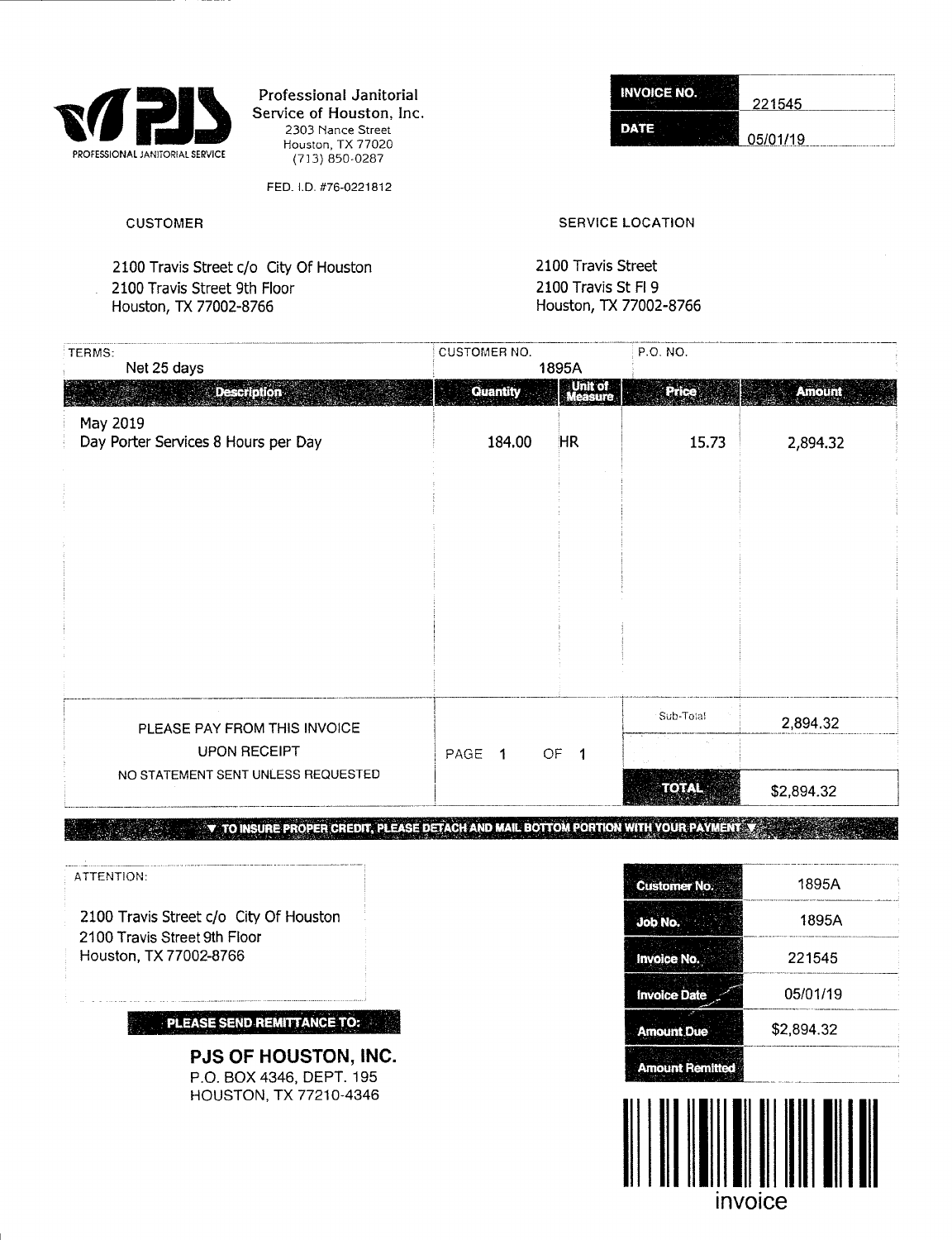**Professional Janitorial Service of Houston, Inc.**
2303 Nance Street
Houston, TX 77020
(713) 850-0287

FED. I.D. #76-0221812

| INVOICE NO. | 221545 |
|---|---|
| DATE | 05/01/19 |

**CUSTOMER**

2100 Travis Street c/o City Of Houston
2100 Travis Street 9th Floor
Houston, TX 77002-8766

**SERVICE LOCATION**

2100 Travis Street
2100 Travis St Fl 9
Houston, TX 77002-8766

| TERMS: | CUSTOMER NO. | | P.O. NO. | |
|---|---|---|---|---|
| Net 25 days | 1895A | | | |
| **Description** | **Quantity** | **Unit of Measure** | **Price** | **Amount** |
| May 2019<br>Day Porter Services 8 Hours per Day | 184.00 | HR | 15.73 | 2,894.32 |
| | | | Sub-Total | 2,894.32 |
| | | | **TOTAL** | $2,894.32 |

PLEASE PAY FROM THIS INVOICE
UPON RECEIPT
NO STATEMENT SENT UNLESS REQUESTED

PAGE 1 OF 1

▼ TO INSURE PROPER CREDIT, PLEASE DETACH AND MAIL BOTTOM PORTION WITH YOUR PAYMENT ▼

ATTENTION:

2100 Travis Street c/o City Of Houston
2100 Travis Street 9th Floor
Houston, TX 77002-8766

**PLEASE SEND REMITTANCE TO:**

**PJS OF HOUSTON, INC.**
P.O. BOX 4346, DEPT. 195
HOUSTON, TX 77210-4346

| | |
|---|---|
| Customer No. | 1895A |
| Job No. | 1895A |
| Invoice No. | 221545 |
| Invoice Date | 05/01/19 |
| Amount Due | $2,894.32 |
| Amount Remitted | |

invoice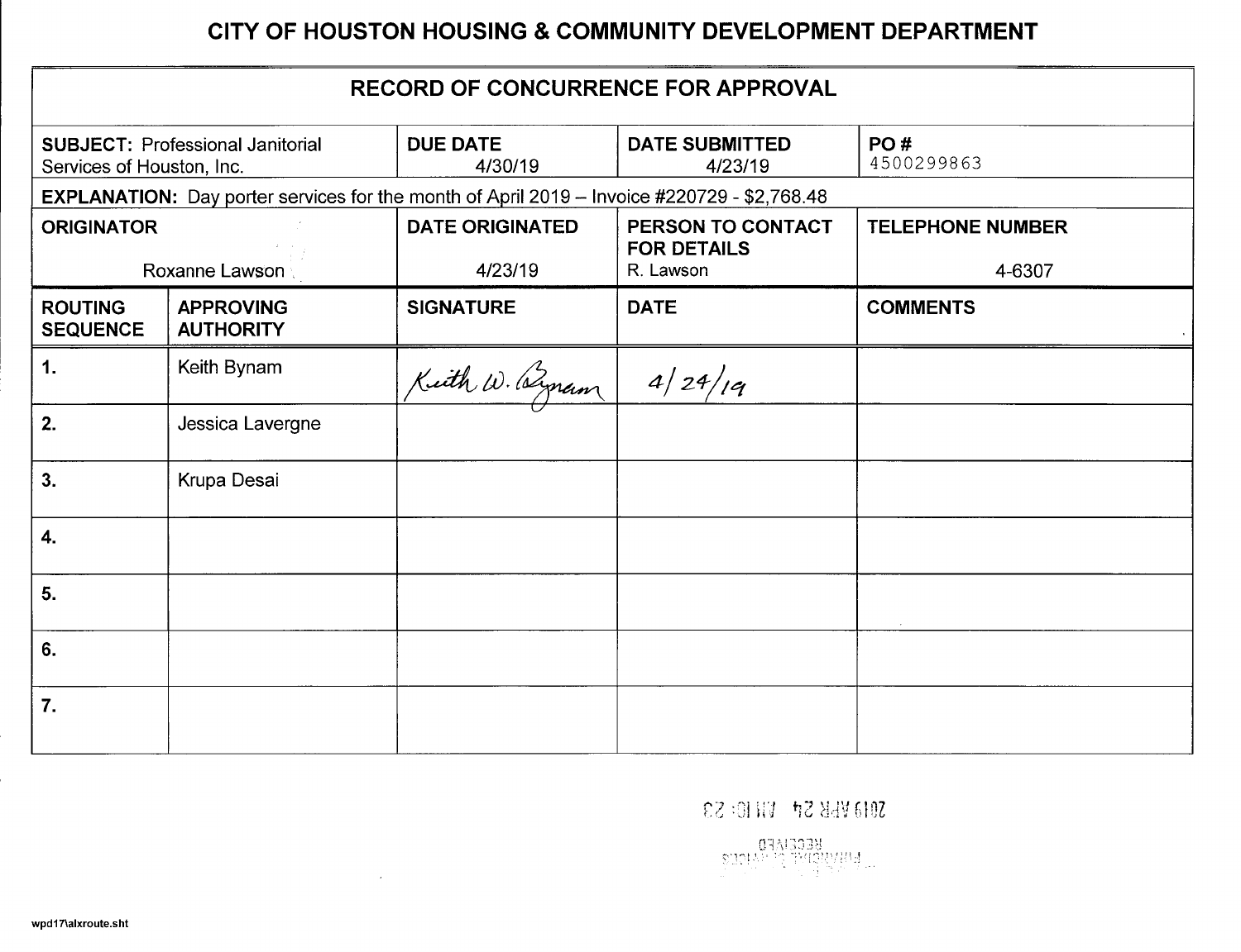# CITY OF HOUSTON HOUSING & COMMUNITY DEVELOPMENT DEPARTMENT

## RECORD OF CONCURRENCE FOR APPROVAL

| **SUBJECT:** Professional Janitorial Services of Houston, Inc. | **DUE DATE** 4/30/19 | **DATE SUBMITTED** 4/23/19 | **PO #** 4500299863 |
|---|---|---|---|
| **EXPLANATION:** Day porter services for the month of April 2019 – Invoice #220729 - $2,768.48 | | | |
| **ORIGINATOR** Roxanne Lawson | **DATE ORIGINATED** 4/23/19 | **PERSON TO CONTACT FOR DETAILS** R. Lawson | **TELEPHONE NUMBER** 4-6307 |

| ROUTING SEQUENCE | APPROVING AUTHORITY | SIGNATURE | DATE | COMMENTS |
|---|---|---|---|---|
| 1. | Keith Bynam | Keith W. Bynam | 4/24/19 | |
| 2. | Jessica Lavergne | | | |
| 3. | Krupa Desai | | | |
| 4. | | | | |
| 5. | | | | |
| 6. | | | | |
| 7. | | | | |

2019 APR 24 AM 10:23

RECEIVED

wpd17\alxroute.sht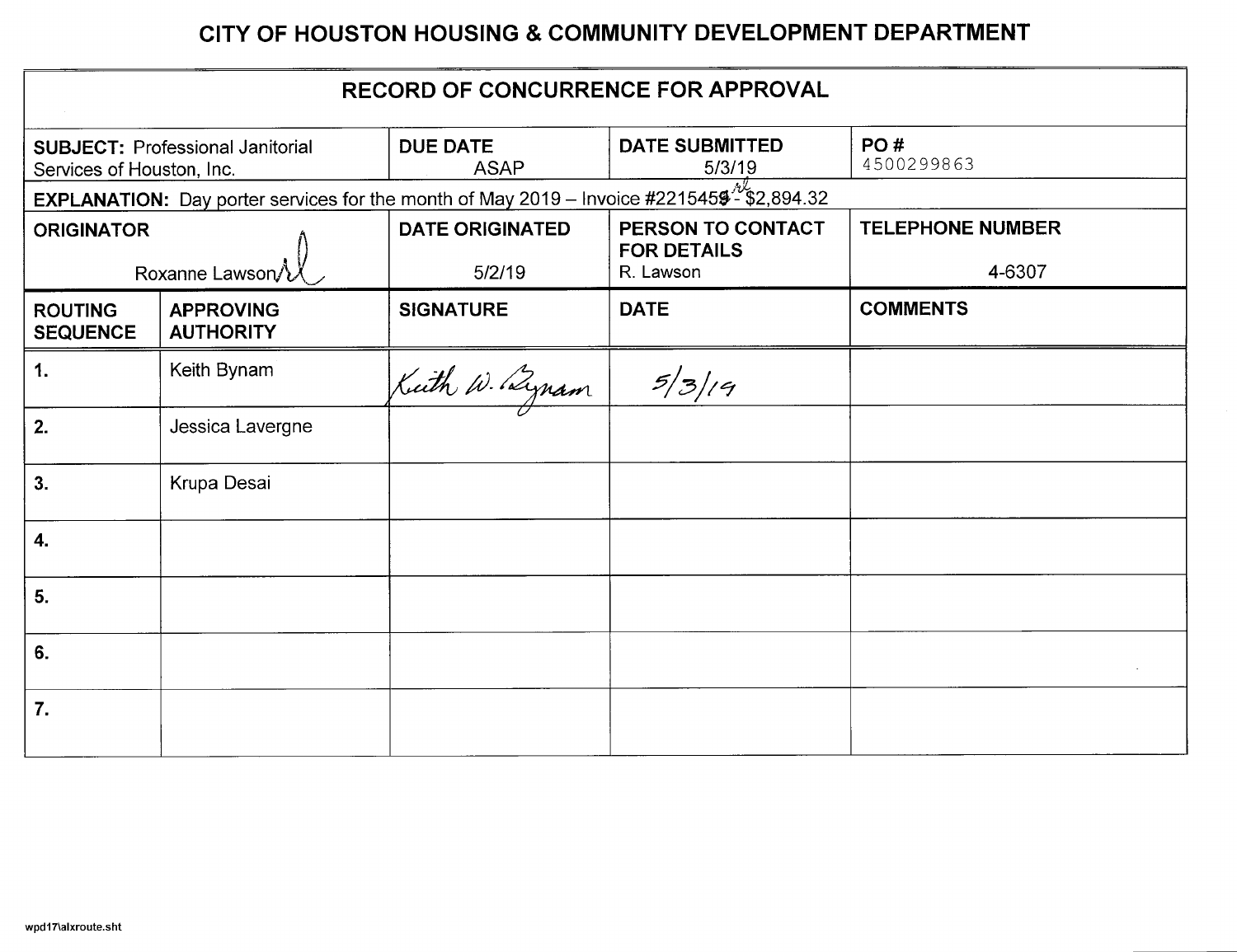# CITY OF HOUSTON HOUSING & COMMUNITY DEVELOPMENT DEPARTMENT

## RECORD OF CONCURRENCE FOR APPROVAL

| SUBJECT: Professional Janitorial Services of Houston, Inc. | | DUE DATE ASAP | DATE SUBMITTED 5/3/19 | PO # 4500299863 |
|---|---|---|---|---|
| EXPLANATION: Day porter services for the month of May 2019 – Invoice #2215459 - $2,894.32 | | | | |
| ORIGINATOR Roxanne Lawson | | DATE ORIGINATED 5/2/19 | PERSON TO CONTACT FOR DETAILS R. Lawson | TELEPHONE NUMBER 4-6307 |
| **ROUTING SEQUENCE** | **APPROVING AUTHORITY** | **SIGNATURE** | **DATE** | **COMMENTS** |
| 1. | Keith Bynam | Keith W. Bynam | 5/3/19 | |
| 2. | Jessica Lavergne | | | |
| 3. | Krupa Desai | | | |
| 4. | | | | |
| 5. | | | | |
| 6. | | | | |
| 7. | | | | |

wpd17\alxroute.sht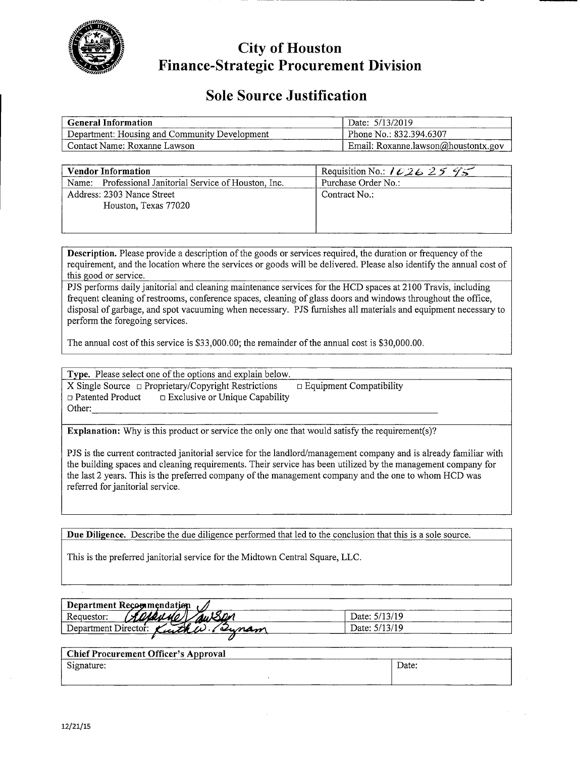# City of Houston
## Finance-Strategic Procurement Division

## Sole Source Justification

| General Information | Date: 5/13/2019 |
|---|---|
| Department: Housing and Community Development | Phone No.: 832.394.6307 |
| Contact Name: Roxanne Lawson | Email: Roxanne.lawson@houstontx.gov |

| Vendor Information | Requisition No.: 10262595 |
|---|---|
| Name: Professional Janitorial Service of Houston, Inc. | Purchase Order No.: |
| Address: 2303 Nance Street<br>Houston, Texas 77020 | Contract No.: |

**Description.** Please provide a description of the goods or services required, the duration or frequency of the requirement, and the location where the services or goods will be delivered. Please also identify the annual cost of this good or service.

PJS performs daily janitorial and cleaning maintenance services for the HCD spaces at 2100 Travis, including frequent cleaning of restrooms, conference spaces, cleaning of glass doors and windows throughout the office, disposal of garbage, and spot vacuuming when necessary. PJS furnishes all materials and equipment necessary to perform the foregoing services.

The annual cost of this service is $33,000.00; the remainder of the annual cost is $30,000.00.

**Type.** Please select one of the options and explain below.

X Single Source ☐ Proprietary/Copyright Restrictions ☐ Equipment Compatibility
☐ Patented Product ☐ Exclusive or Unique Capability
Other:

**Explanation:** Why is this product or service the only one that would satisfy the requirement(s)?

PJS is the current contracted janitorial service for the landlord/management company and is already familiar with the building spaces and cleaning requirements. Their service has been utilized by the management company for the last 2 years. This is the preferred company of the management company and the one to whom HCD was referred for janitorial service.

**Due Diligence.** Describe the due diligence performed that led to the conclusion that this is a sole source.

This is the preferred janitorial service for the Midtown Central Square, LLC.

| Department Recommendation | |
|---|---|
| Requestor: Roxanne Lawson | Date: 5/13/19 |
| Department Director: Keith W. Bynam | Date: 5/13/19 |

| Chief Procurement Officer's Approval | |
|---|---|
| Signature: | Date: |

12/21/15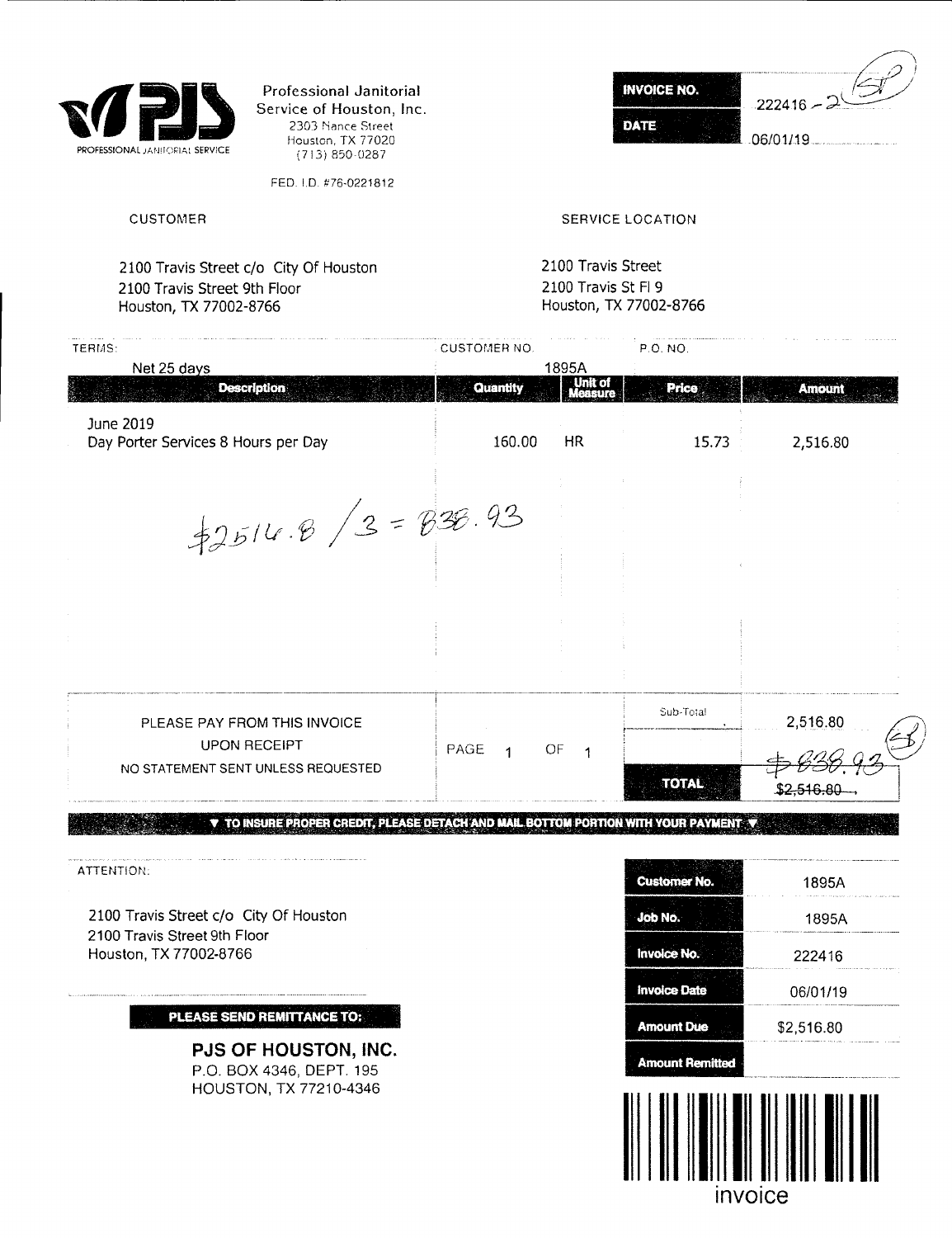PJS
PROFESSIONAL JANITORIAL SERVICE

Professional Janitorial Service of Houston, Inc.
2303 Nance Street
Houston, TX 77020
(713) 850-0287

FED. I.D. #76-0221812

| INVOICE NO. | 222416 - 2 (SP) |
|---|---|
| DATE | 06/01/19 |

**CUSTOMER**

2100 Travis Street c/o City Of Houston
2100 Travis Street 9th Floor
Houston, TX 77002-8766

**SERVICE LOCATION**

2100 Travis Street
2100 Travis St Fl 9
Houston, TX 77002-8766

| TERMS: | CUSTOMER NO. | P.O. NO. |
|---|---|---|
| Net 25 days | 1895A | |

| Description | Quantity | Unit of Measure | Price | Amount |
|---|---|---|---|---|
| June 2019<br>Day Porter Services 8 Hours per Day | 160.00 | HR | 15.73 | 2,516.80 |

$2516.8 / 3 = 838.93

PLEASE PAY FROM THIS INVOICE
UPON RECEIPT
NO STATEMENT SENT UNLESS REQUESTED

PAGE 1 OF 1

| | |
|---|---|
| Sub-Total | 2,516.80 |
| | $838.93 (SP) |
| TOTAL | ~~$2,516.80~~ |

▼ TO INSURE PROPER CREDIT, PLEASE DETACH AND MAIL BOTTOM PORTION WITH YOUR PAYMENT ▼

ATTENTION:

2100 Travis Street c/o City Of Houston
2100 Travis Street 9th Floor
Houston, TX 77002-8766

| | |
|---|---|
| Customer No. | 1895A |
| Job No. | 1895A |
| Invoice No. | 222416 |
| Invoice Date | 06/01/19 |
| Amount Due | $2,516.80 |
| Amount Remitted | |

**PLEASE SEND REMITTANCE TO:**

**PJS OF HOUSTON, INC.**
P.O. BOX 4346, DEPT. 195
HOUSTON, TX 77210-4346

invoice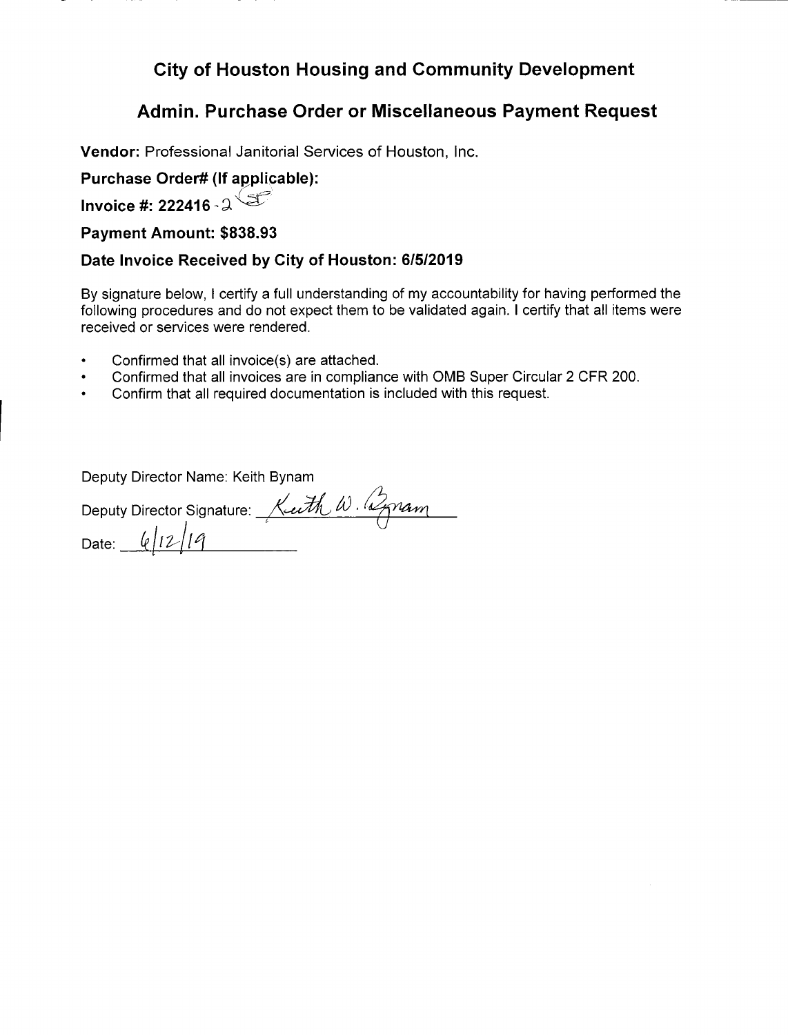# City of Houston Housing and Community Development

## Admin. Purchase Order or Miscellaneous Payment Request

**Vendor:** Professional Janitorial Services of Houston, Inc.

**Purchase Order# (If applicable):**

**Invoice #: 222416** -2

**Payment Amount: $838.93**

**Date Invoice Received by City of Houston: 6/5/2019**

By signature below, I certify a full understanding of my accountability for having performed the following procedures and do not expect them to be validated again. I certify that all items were received or services were rendered.

- Confirmed that all invoice(s) are attached.
- Confirmed that all invoices are in compliance with OMB Super Circular 2 CFR 200.
- Confirm that all required documentation is included with this request.

Deputy Director Name: Keith Bynam

Deputy Director Signature: Keith W. Bynam

Date: 6/12/19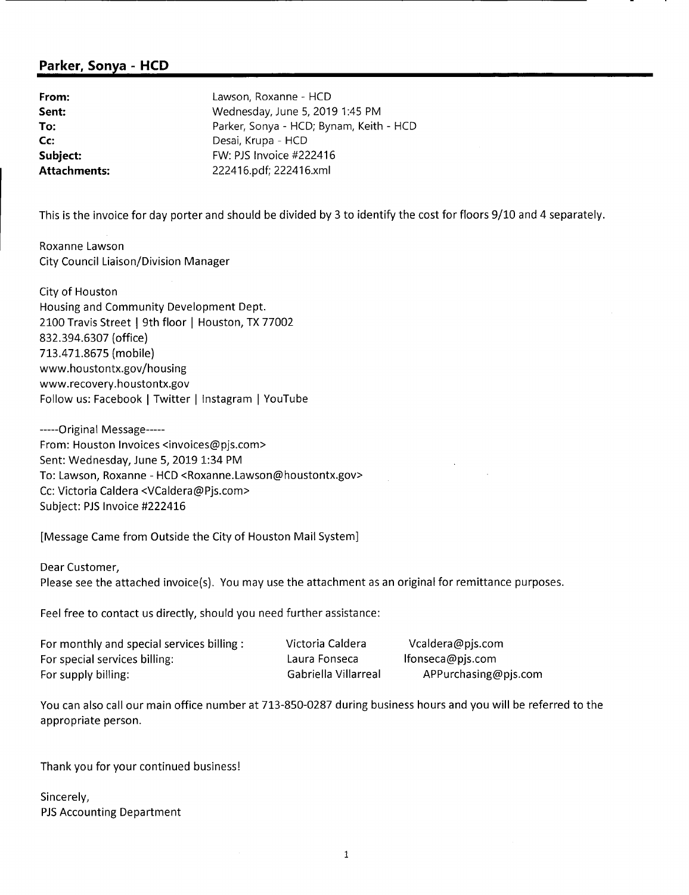**Parker, Sonya - HCD**

| | |
|---|---|
| **From:** | Lawson, Roxanne - HCD |
| **Sent:** | Wednesday, June 5, 2019 1:45 PM |
| **To:** | Parker, Sonya - HCD; Bynam, Keith - HCD |
| **Cc:** | Desai, Krupa - HCD |
| **Subject:** | FW: PJS Invoice #222416 |
| **Attachments:** | 222416.pdf; 222416.xml |

This is the invoice for day porter and should be divided by 3 to identify the cost for floors 9/10 and 4 separately.

Roxanne Lawson
City Council Liaison/Division Manager

City of Houston
Housing and Community Development Dept.
2100 Travis Street | 9th floor | Houston, TX 77002
832.394.6307 (office)
713.471.8675 (mobile)
www.houstontx.gov/housing
www.recovery.houstontx.gov
Follow us: Facebook | Twitter | Instagram | YouTube

-----Original Message-----
From: Houston Invoices <invoices@pjs.com>
Sent: Wednesday, June 5, 2019 1:34 PM
To: Lawson, Roxanne - HCD <Roxanne.Lawson@houstontx.gov>
Cc: Victoria Caldera <VCaldera@Pjs.com>
Subject: PJS Invoice #222416

[Message Came from Outside the City of Houston Mail System]

Dear Customer,
Please see the attached invoice(s). You may use the attachment as an original for remittance purposes.

Feel free to contact us directly, should you need further assistance:

| | | |
|---|---|---|
| For monthly and special services billing : | Victoria Caldera | Vcaldera@pjs.com |
| For special services billing: | Laura Fonseca | lfonseca@pjs.com |
| For supply billing: | Gabriella Villarreal | APPurchasing@pjs.com |

You can also call our main office number at 713-850-0287 during business hours and you will be referred to the appropriate person.

Thank you for your continued business!

Sincerely,
PJS Accounting Department